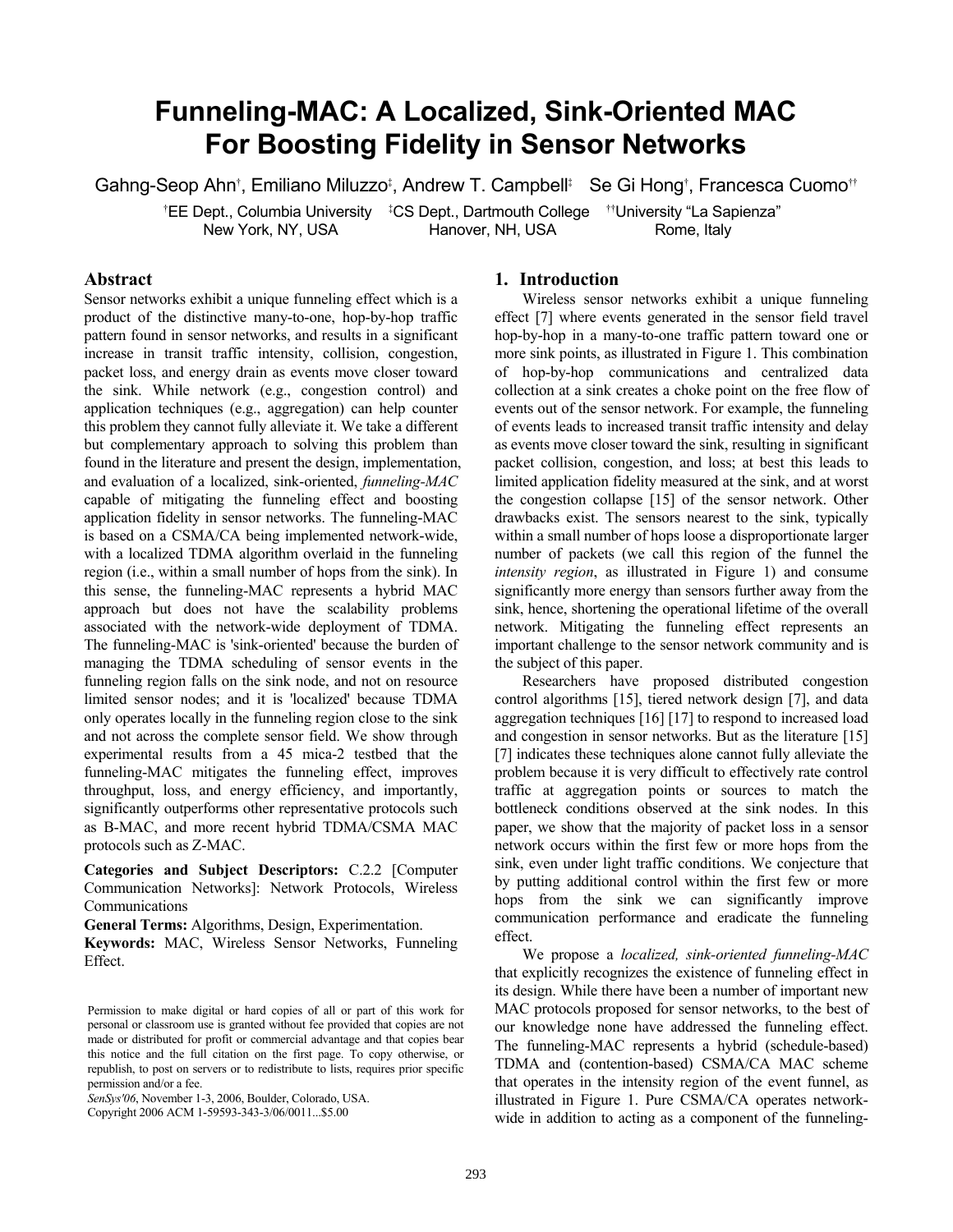# Funneling-MAC: A Localized, Sink-Oriented MAC For Boosting Fidelity in Sensor Networks

Gahng-Seop Ahn[†], Emiliano Miluzzo[‡], Andrew T. Campbell[‡] Se Gi Hong[†], Francesca Cuomo[††]

[†]EE Dept., Columbia University New York, NY, USA [‡]CS Dept., Dartmouth College Hanover, NH, USA [††]University "La Sapienza" Rome, Italy

## Abstract

Sensor networks exhibit a unique funneling effect which is a product of the distinctive many-to-one, hop-by-hop traffic pattern found in sensor networks, and results in a significant increase in transit traffic intensity, collision, congestion, packet loss, and energy drain as events move closer toward the sink. While network (e.g., congestion control) and application techniques (e.g., aggregation) can help counter this problem they cannot fully alleviate it. We take a different but complementary approach to solving this problem than found in the literature and present the design, implementation, and evaluation of a localized, sink-oriented, *funneling-MAC* capable of mitigating the funneling effect and boosting application fidelity in sensor networks. The funneling-MAC is based on a CSMA/CA being implemented network-wide, with a localized TDMA algorithm overlaid in the funneling region (i.e., within a small number of hops from the sink). In this sense, the funneling-MAC represents a hybrid MAC approach but does not have the scalability problems associated with the network-wide deployment of TDMA. The funneling-MAC is 'sink-oriented' because the burden of managing the TDMA scheduling of sensor events in the funneling region falls on the sink node, and not on resource limited sensor nodes; and it is 'localized' because TDMA only operates locally in the funneling region close to the sink and not across the complete sensor field. We show through experimental results from a 45 mica-2 testbed that the funneling-MAC mitigates the funneling effect, improves throughput, loss, and energy efficiency, and importantly, significantly outperforms other representative protocols such as B-MAC, and more recent hybrid TDMA/CSMA MAC protocols such as Z-MAC.

**Categories and Subject Descriptors:** C.2.2 [Computer Communication Networks]: Network Protocols, Wireless Communications

**General Terms:** Algorithms, Design, Experimentation.

**Keywords:** MAC, Wireless Sensor Networks, Funneling Effect.

Permission to make digital or hard copies of all or part of this work for personal or classroom use is granted without fee provided that copies are not made or distributed for profit or commercial advantage and that copies bear this notice and the full citation on the first page. To copy otherwise, or republish, to post on servers or to redistribute to lists, requires prior specific permission and/or a fee.

*SenSys'06*, November 1-3, 2006, Boulder, Colorado, USA.

Copyright 2006 ACM 1-59593-343-3/06/0011...$5.00

## 1. Introduction

Wireless sensor networks exhibit a unique funneling effect [7] where events generated in the sensor field travel hop-by-hop in a many-to-one traffic pattern toward one or more sink points, as illustrated in Figure 1. This combination of hop-by-hop communications and centralized data collection at a sink creates a choke point on the free flow of events out of the sensor network. For example, the funneling of events leads to increased transit traffic intensity and delay as events move closer toward the sink, resulting in significant packet collision, congestion, and loss; at best this leads to limited application fidelity measured at the sink, and at worst the congestion collapse [15] of the sensor network. Other drawbacks exist. The sensors nearest to the sink, typically within a small number of hops loose a disproportionate larger number of packets (we call this region of the funnel the *intensity region*, as illustrated in Figure 1) and consume significantly more energy than sensors further away from the sink, hence, shortening the operational lifetime of the overall network. Mitigating the funneling effect represents an important challenge to the sensor network community and is the subject of this paper.

Researchers have proposed distributed congestion control algorithms [15], tiered network design [7], and data aggregation techniques [16] [17] to respond to increased load and congestion in sensor networks. But as the literature [15] [7] indicates these techniques alone cannot fully alleviate the problem because it is very difficult to effectively rate control traffic at aggregation points or sources to match the bottleneck conditions observed at the sink nodes. In this paper, we show that the majority of packet loss in a sensor network occurs within the first few or more hops from the sink, even under light traffic conditions. We conjecture that by putting additional control within the first few or more hops from the sink we can significantly improve communication performance and eradicate the funneling effect.

We propose a *localized, sink-oriented funneling-MAC* that explicitly recognizes the existence of funneling effect in its design. While there have been a number of important new MAC protocols proposed for sensor networks, to the best of our knowledge none have addressed the funneling effect. The funneling-MAC represents a hybrid (schedule-based) TDMA and (contention-based) CSMA/CA MAC scheme that operates in the intensity region of the event funnel, as illustrated in Figure 1. Pure CSMA/CA operates network-wide in addition to acting as a component of the funneling-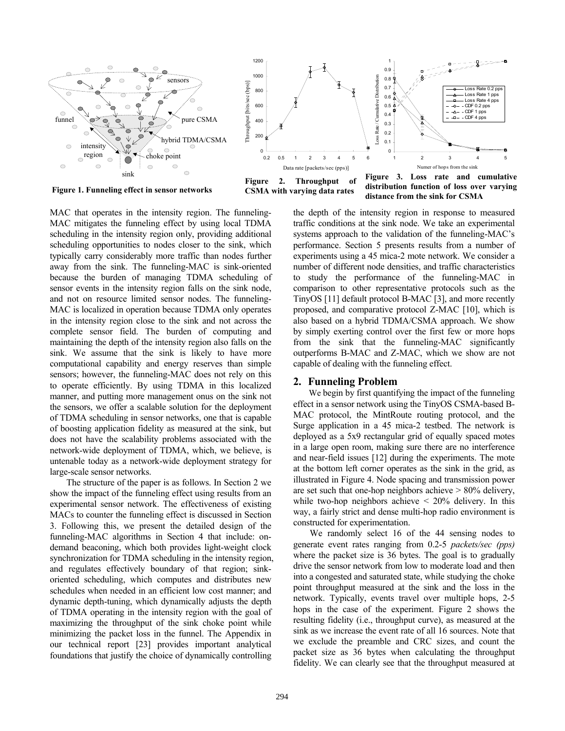Figure 1. Funneling effect in sensor networks

Figure 2. Throughput of CSMA with varying data rates

Figure 3. Loss rate and cumulative distribution function of loss over varying distance from the sink for CSMA

MAC that operates in the intensity region. The funneling-MAC mitigates the funneling effect by using local TDMA scheduling in the intensity region only, providing additional scheduling opportunities to nodes closer to the sink, which typically carry considerably more traffic than nodes further away from the sink. The funneling-MAC is sink-oriented because the burden of managing TDMA scheduling of sensor events in the intensity region falls on the sink node, and not on resource limited sensor nodes. The funneling-MAC is localized in operation because TDMA only operates in the intensity region close to the sink and not across the complete sensor field. The burden of computing and maintaining the depth of the intensity region also falls on the sink. We assume that the sink is likely to have more computational capability and energy reserves than simple sensors; however, the funneling-MAC does not rely on this to operate efficiently. By using TDMA in this localized manner, and putting more management onus on the sink not the sensors, we offer a scalable solution for the deployment of TDMA scheduling in sensor networks, one that is capable of boosting application fidelity as measured at the sink, but does not have the scalability problems associated with the network-wide deployment of TDMA, which, we believe, is untenable today as a network-wide deployment strategy for large-scale sensor networks.

The structure of the paper is as follows. In Section 2 we show the impact of the funneling effect using results from an experimental sensor network. The effectiveness of existing MACs to counter the funneling effect is discussed in Section 3. Following this, we present the detailed design of the funneling-MAC algorithms in Section 4 that include: on-demand beaconing, which both provides light-weight clock synchronization for TDMA scheduling in the intensity region, and regulates effectively boundary of that region; sink-oriented scheduling, which computes and distributes new schedules when needed in an efficient low cost manner; and dynamic depth-tuning, which dynamically adjusts the depth of TDMA operating in the intensity region with the goal of maximizing the throughput of the sink choke point while minimizing the packet loss in the funnel. The Appendix in our technical report [23] provides important analytical foundations that justify the choice of dynamically controlling the depth of the intensity region in response to measured traffic conditions at the sink node. We take an experimental systems approach to the validation of the funneling-MAC's performance. Section 5 presents results from a number of experiments using a 45 mica-2 mote network. We consider a number of different node densities, and traffic characteristics to study the performance of the funneling-MAC in comparison to other representative protocols such as the TinyOS [11] default protocol B-MAC [3], and more recently proposed, and comparative protocol Z-MAC [10], which is also based on a hybrid TDMA/CSMA approach. We show by simply exerting control over the first few or more hops from the sink that the funneling-MAC significantly outperforms B-MAC and Z-MAC, which we show are not capable of dealing with the funneling effect.

## 2. Funneling Problem

We begin by first quantifying the impact of the funneling effect in a sensor network using the TinyOS CSMA-based B-MAC protocol, the MintRoute routing protocol, and the Surge application in a 45 mica-2 testbed. The network is deployed as a 5x9 rectangular grid of equally spaced motes in a large open room, making sure there are no interference and near-field issues [12] during the experiments. The mote at the bottom left corner operates as the sink in the grid, as illustrated in Figure 4. Node spacing and transmission power are set such that one-hop neighbors achieve > 80% delivery, while two-hop neighbors achieve < 20% delivery. In this way, a fairly strict and dense multi-hop radio environment is constructed for experimentation.

We randomly select 16 of the 44 sensing nodes to generate event rates ranging from 0.2-5 *packets/sec (pps)* where the packet size is 36 bytes. The goal is to gradually drive the sensor network from low to moderate load and then into a congested and saturated state, while studying the choke point throughput measured at the sink and the loss in the network. Typically, events travel over multiple hops, 2-5 hops in the case of the experiment. Figure 2 shows the resulting fidelity (i.e., throughput curve), as measured at the sink as we increase the event rate of all 16 sources. Note that we exclude the preamble and CRC sizes, and count the packet size as 36 bytes when calculating the throughput fidelity. We can clearly see that the throughput measured at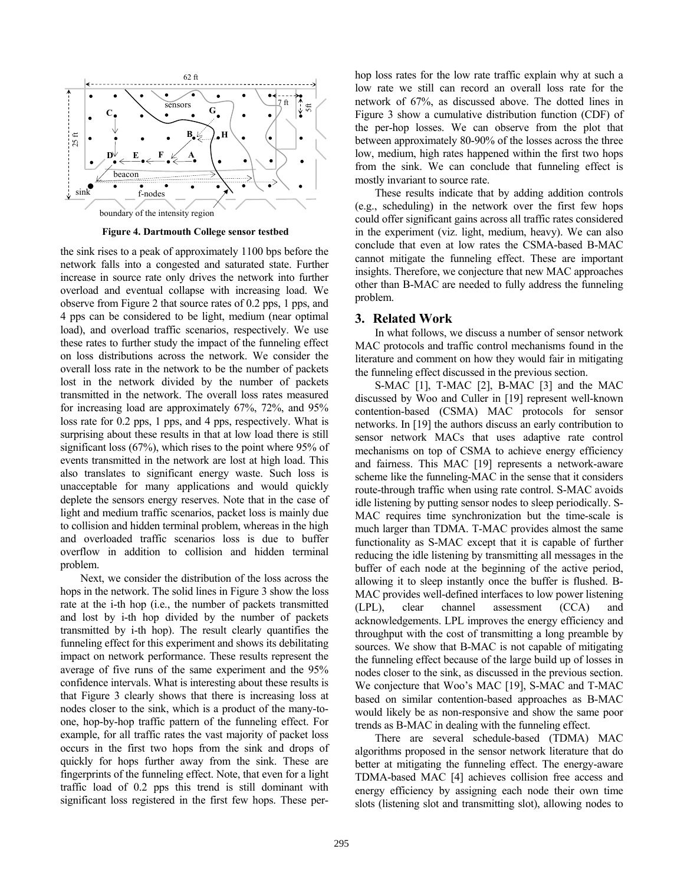**Figure 4. Dartmouth College sensor testbed**

the sink rises to a peak of approximately 1100 bps before the network falls into a congested and saturated state. Further increase in source rate only drives the network into further overload and eventual collapse with increasing load. We observe from Figure 2 that source rates of 0.2 pps, 1 pps, and 4 pps can be considered to be light, medium (near optimal load), and overload traffic scenarios, respectively. We use these rates to further study the impact of the funneling effect on loss distributions across the network. We consider the overall loss rate in the network to be the number of packets lost in the network divided by the number of packets transmitted in the network. The overall loss rates measured for increasing load are approximately 67%, 72%, and 95% loss rate for 0.2 pps, 1 pps, and 4 pps, respectively. What is surprising about these results in that at low load there is still significant loss (67%), which rises to the point where 95% of events transmitted in the network are lost at high load. This also translates to significant energy waste. Such loss is unacceptable for many applications and would quickly deplete the sensors energy reserves. Note that in the case of light and medium traffic scenarios, packet loss is mainly due to collision and hidden terminal problem, whereas in the high and overloaded traffic scenarios loss is due to buffer overflow in addition to collision and hidden terminal problem.

Next, we consider the distribution of the loss across the hops in the network. The solid lines in Figure 3 show the loss rate at the i-th hop (i.e., the number of packets transmitted and lost by i-th hop divided by the number of packets transmitted by i-th hop). The result clearly quantifies the funneling effect for this experiment and shows its debilitating impact on network performance. These results represent the average of five runs of the same experiment and the 95% confidence intervals. What is interesting about these results is that Figure 3 clearly shows that there is increasing loss at nodes closer to the sink, which is a product of the many-to-one, hop-by-hop traffic pattern of the funneling effect. For example, for all traffic rates the vast majority of packet loss occurs in the first two hops from the sink and drops of quickly for hops further away from the sink. These are fingerprints of the funneling effect. Note, that even for a light traffic load of 0.2 pps this trend is still dominant with significant loss registered in the first few hops. These per-hop loss rates for the low rate traffic explain why at such a low rate we still can record an overall loss rate for the network of 67%, as discussed above. The dotted lines in Figure 3 show a cumulative distribution function (CDF) of the per-hop losses. We can observe from the plot that between approximately 80-90% of the losses across the three low, medium, high rates happened within the first two hops from the sink. We can conclude that funneling effect is mostly invariant to source rate.

These results indicate that by adding addition controls (e.g., scheduling) in the network over the first few hops could offer significant gains across all traffic rates considered in the experiment (viz. light, medium, heavy). We can also conclude that even at low rates the CSMA-based B-MAC cannot mitigate the funneling effect. These are important insights. Therefore, we conjecture that new MAC approaches other than B-MAC are needed to fully address the funneling problem.

## 3. Related Work

In what follows, we discuss a number of sensor network MAC protocols and traffic control mechanisms found in the literature and comment on how they would fair in mitigating the funneling effect discussed in the previous section.

S-MAC [1], T-MAC [2], B-MAC [3] and the MAC discussed by Woo and Culler in [19] represent well-known contention-based (CSMA) MAC protocols for sensor networks. In [19] the authors discuss an early contribution to sensor network MACs that uses adaptive rate control mechanisms on top of CSMA to achieve energy efficiency and fairness. This MAC [19] represents a network-aware scheme like the funneling-MAC in the sense that it considers route-through traffic when using rate control. S-MAC avoids idle listening by putting sensor nodes to sleep periodically. S-MAC requires time synchronization but the time-scale is much larger than TDMA. T-MAC provides almost the same functionality as S-MAC except that it is capable of further reducing the idle listening by transmitting all messages in the buffer of each node at the beginning of the active period, allowing it to sleep instantly once the buffer is flushed. B-MAC provides well-defined interfaces to low power listening (LPL), clear channel assessment (CCA) and acknowledgements. LPL improves the energy efficiency and throughput with the cost of transmitting a long preamble by sources. We show that B-MAC is not capable of mitigating the funneling effect because of the large build up of losses in nodes closer to the sink, as discussed in the previous section. We conjecture that Woo's MAC [19], S-MAC and T-MAC based on similar contention-based approaches as B-MAC would likely be as non-responsive and show the same poor trends as B-MAC in dealing with the funneling effect.

There are several schedule-based (TDMA) MAC algorithms proposed in the sensor network literature that do better at mitigating the funneling effect. The energy-aware TDMA-based MAC [4] achieves collision free access and energy efficiency by assigning each node their own time slots (listening slot and transmitting slot), allowing nodes to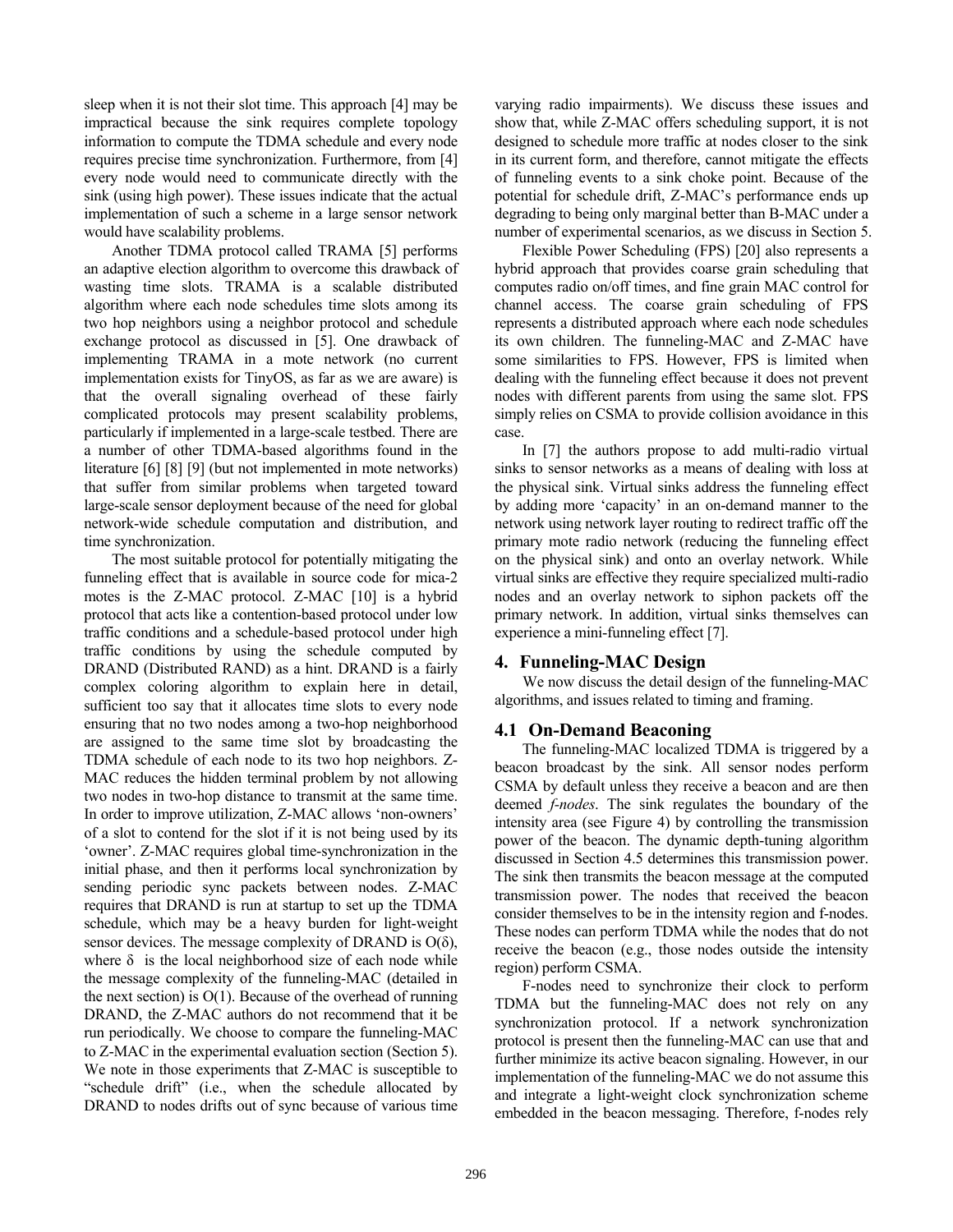sleep when it is not their slot time. This approach [4] may be impractical because the sink requires complete topology information to compute the TDMA schedule and every node requires precise time synchronization. Furthermore, from [4] every node would need to communicate directly with the sink (using high power). These issues indicate that the actual implementation of such a scheme in a large sensor network would have scalability problems.

Another TDMA protocol called TRAMA [5] performs an adaptive election algorithm to overcome this drawback of wasting time slots. TRAMA is a scalable distributed algorithm where each node schedules time slots among its two hop neighbors using a neighbor protocol and schedule exchange protocol as discussed in [5]. One drawback of implementing TRAMA in a mote network (no current implementation exists for TinyOS, as far as we are aware) is that the overall signaling overhead of these fairly complicated protocols may present scalability problems, particularly if implemented in a large-scale testbed. There are a number of other TDMA-based algorithms found in the literature [6] [8] [9] (but not implemented in mote networks) that suffer from similar problems when targeted toward large-scale sensor deployment because of the need for global network-wide schedule computation and distribution, and time synchronization.

The most suitable protocol for potentially mitigating the funneling effect that is available in source code for mica-2 motes is the Z-MAC protocol. Z-MAC [10] is a hybrid protocol that acts like a contention-based protocol under low traffic conditions and a schedule-based protocol under high traffic conditions by using the schedule computed by DRAND (Distributed RAND) as a hint. DRAND is a fairly complex coloring algorithm to explain here in detail, sufficient too say that it allocates time slots to every node ensuring that no two nodes among a two-hop neighborhood are assigned to the same time slot by broadcasting the TDMA schedule of each node to its two hop neighbors. Z-MAC reduces the hidden terminal problem by not allowing two nodes in two-hop distance to transmit at the same time. In order to improve utilization, Z-MAC allows 'non-owners' of a slot to contend for the slot if it is not being used by its 'owner'. Z-MAC requires global time-synchronization in the initial phase, and then it performs local synchronization by sending periodic sync packets between nodes. Z-MAC requires that DRAND is run at startup to set up the TDMA schedule, which may be a heavy burden for light-weight sensor devices. The message complexity of DRAND is $O(\delta)$, where $\delta$ is the local neighborhood size of each node while the message complexity of the funneling-MAC (detailed in the next section) is $O(1)$. Because of the overhead of running DRAND, the Z-MAC authors do not recommend that it be run periodically. We choose to compare the funneling-MAC to Z-MAC in the experimental evaluation section (Section 5). We note in those experiments that Z-MAC is susceptible to "schedule drift" (i.e., when the schedule allocated by DRAND to nodes drifts out of sync because of various time varying radio impairments). We discuss these issues and show that, while Z-MAC offers scheduling support, it is not designed to schedule more traffic at nodes closer to the sink in its current form, and therefore, cannot mitigate the effects of funneling events to a sink choke point. Because of the potential for schedule drift, Z-MAC's performance ends up degrading to being only marginal better than B-MAC under a number of experimental scenarios, as we discuss in Section 5.

Flexible Power Scheduling (FPS) [20] also represents a hybrid approach that provides coarse grain scheduling that computes radio on/off times, and fine grain MAC control for channel access. The coarse grain scheduling of FPS represents a distributed approach where each node schedules its own children. The funneling-MAC and Z-MAC have some similarities to FPS. However, FPS is limited when dealing with the funneling effect because it does not prevent nodes with different parents from using the same slot. FPS simply relies on CSMA to provide collision avoidance in this case.

In [7] the authors propose to add multi-radio virtual sinks to sensor networks as a means of dealing with loss at the physical sink. Virtual sinks address the funneling effect by adding more 'capacity' in an on-demand manner to the network using network layer routing to redirect traffic off the primary mote radio network (reducing the funneling effect on the physical sink) and onto an overlay network. While virtual sinks are effective they require specialized multi-radio nodes and an overlay network to siphon packets off the primary network. In addition, virtual sinks themselves can experience a mini-funneling effect [7].

## 4. Funneling-MAC Design

We now discuss the detail design of the funneling-MAC algorithms, and issues related to timing and framing.

### 4.1 On-Demand Beaconing

The funneling-MAC localized TDMA is triggered by a beacon broadcast by the sink. All sensor nodes perform CSMA by default unless they receive a beacon and are then deemed *f-nodes*. The sink regulates the boundary of the intensity area (see Figure 4) by controlling the transmission power of the beacon. The dynamic depth-tuning algorithm discussed in Section 4.5 determines this transmission power. The sink then transmits the beacon message at the computed transmission power. The nodes that received the beacon consider themselves to be in the intensity region and f-nodes. These nodes can perform TDMA while the nodes that do not receive the beacon (e.g., those nodes outside the intensity region) perform CSMA.

F-nodes need to synchronize their clock to perform TDMA but the funneling-MAC does not rely on any synchronization protocol. If a network synchronization protocol is present then the funneling-MAC can use that and further minimize its active beacon signaling. However, in our implementation of the funneling-MAC we do not assume this and integrate a light-weight clock synchronization scheme embedded in the beacon messaging. Therefore, f-nodes rely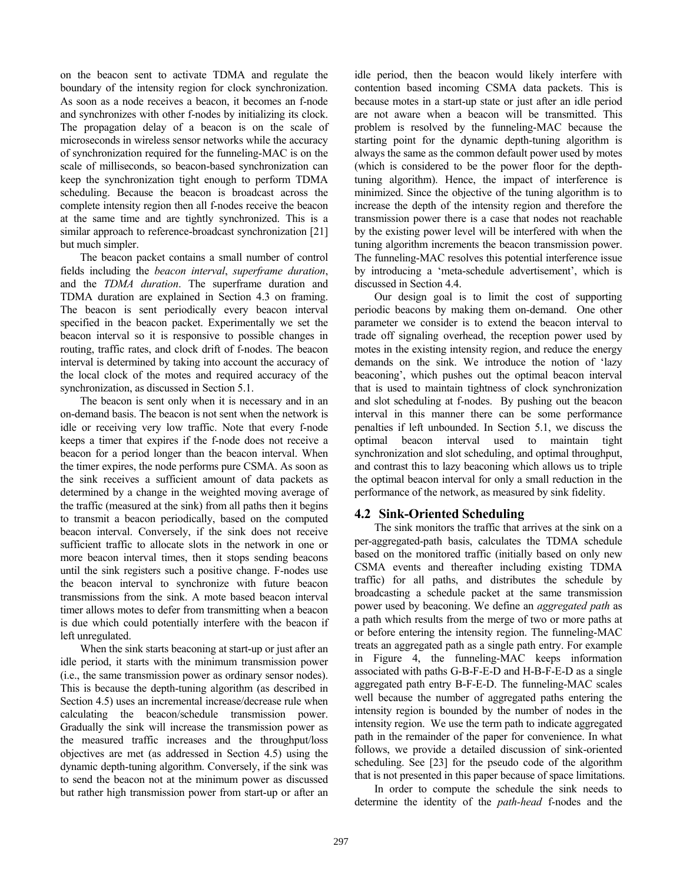on the beacon sent to activate TDMA and regulate the boundary of the intensity region for clock synchronization. As soon as a node receives a beacon, it becomes an f-node and synchronizes with other f-nodes by initializing its clock. The propagation delay of a beacon is on the scale of microseconds in wireless sensor networks while the accuracy of synchronization required for the funneling-MAC is on the scale of milliseconds, so beacon-based synchronization can keep the synchronization tight enough to perform TDMA scheduling. Because the beacon is broadcast across the complete intensity region then all f-nodes receive the beacon at the same time and are tightly synchronized. This is a similar approach to reference-broadcast synchronization [21] but much simpler.

The beacon packet contains a small number of control fields including the *beacon interval*, *superframe duration*, and the *TDMA duration*. The superframe duration and TDMA duration are explained in Section 4.3 on framing. The beacon is sent periodically every beacon interval specified in the beacon packet. Experimentally we set the beacon interval so it is responsive to possible changes in routing, traffic rates, and clock drift of f-nodes. The beacon interval is determined by taking into account the accuracy of the local clock of the motes and required accuracy of the synchronization, as discussed in Section 5.1.

The beacon is sent only when it is necessary and in an on-demand basis. The beacon is not sent when the network is idle or receiving very low traffic. Note that every f-node keeps a timer that expires if the f-node does not receive a beacon for a period longer than the beacon interval. When the timer expires, the node performs pure CSMA. As soon as the sink receives a sufficient amount of data packets as determined by a change in the weighted moving average of the traffic (measured at the sink) from all paths then it begins to transmit a beacon periodically, based on the computed beacon interval. Conversely, if the sink does not receive sufficient traffic to allocate slots in the network in one or more beacon interval times, then it stops sending beacons until the sink registers such a positive change. F-nodes use the beacon interval to synchronize with future beacon transmissions from the sink. A mote based beacon interval timer allows motes to defer from transmitting when a beacon is due which could potentially interfere with the beacon if left unregulated.

When the sink starts beaconing at start-up or just after an idle period, it starts with the minimum transmission power (i.e., the same transmission power as ordinary sensor nodes). This is because the depth-tuning algorithm (as described in Section 4.5) uses an incremental increase/decrease rule when calculating the beacon/schedule transmission power. Gradually the sink will increase the transmission power as the measured traffic increases and the throughput/loss objectives are met (as addressed in Section 4.5) using the dynamic depth-tuning algorithm. Conversely, if the sink was to send the beacon not at the minimum power as discussed but rather high transmission power from start-up or after an idle period, then the beacon would likely interfere with contention based incoming CSMA data packets. This is because motes in a start-up state or just after an idle period are not aware when a beacon will be transmitted. This problem is resolved by the funneling-MAC because the starting point for the dynamic depth-tuning algorithm is always the same as the common default power used by motes (which is considered to be the power floor for the depth-tuning algorithm). Hence, the impact of interference is minimized. Since the objective of the tuning algorithm is to increase the depth of the intensity region and therefore the transmission power there is a case that nodes not reachable by the existing power level will be interfered with when the tuning algorithm increments the beacon transmission power. The funneling-MAC resolves this potential interference issue by introducing a 'meta-schedule advertisement', which is discussed in Section 4.4.

Our design goal is to limit the cost of supporting periodic beacons by making them on-demand. One other parameter we consider is to extend the beacon interval to trade off signaling overhead, the reception power used by motes in the existing intensity region, and reduce the energy demands on the sink. We introduce the notion of 'lazy beaconing', which pushes out the optimal beacon interval that is used to maintain tightness of clock synchronization and slot scheduling at f-nodes. By pushing out the beacon interval in this manner there can be some performance penalties if left unbounded. In Section 5.1, we discuss the optimal beacon interval used to maintain tight synchronization and slot scheduling, and optimal throughput, and contrast this to lazy beaconing which allows us to triple the optimal beacon interval for only a small reduction in the performance of the network, as measured by sink fidelity.

## 4.2 Sink-Oriented Scheduling

The sink monitors the traffic that arrives at the sink on a per-aggregated-path basis, calculates the TDMA schedule based on the monitored traffic (initially based on only new CSMA events and thereafter including existing TDMA traffic) for all paths, and distributes the schedule by broadcasting a schedule packet at the same transmission power used by beaconing. We define an *aggregated path* as a path which results from the merge of two or more paths at or before entering the intensity region. The funneling-MAC treats an aggregated path as a single path entry. For example in Figure 4, the funneling-MAC keeps information associated with paths G-B-F-E-D and H-B-F-E-D as a single aggregated path entry B-F-E-D. The funneling-MAC scales well because the number of aggregated paths entering the intensity region is bounded by the number of nodes in the intensity region. We use the term path to indicate aggregated path in the remainder of the paper for convenience. In what follows, we provide a detailed discussion of sink-oriented scheduling. See [23] for the pseudo code of the algorithm that is not presented in this paper because of space limitations.

In order to compute the schedule the sink needs to determine the identity of the *path-head* f-nodes and the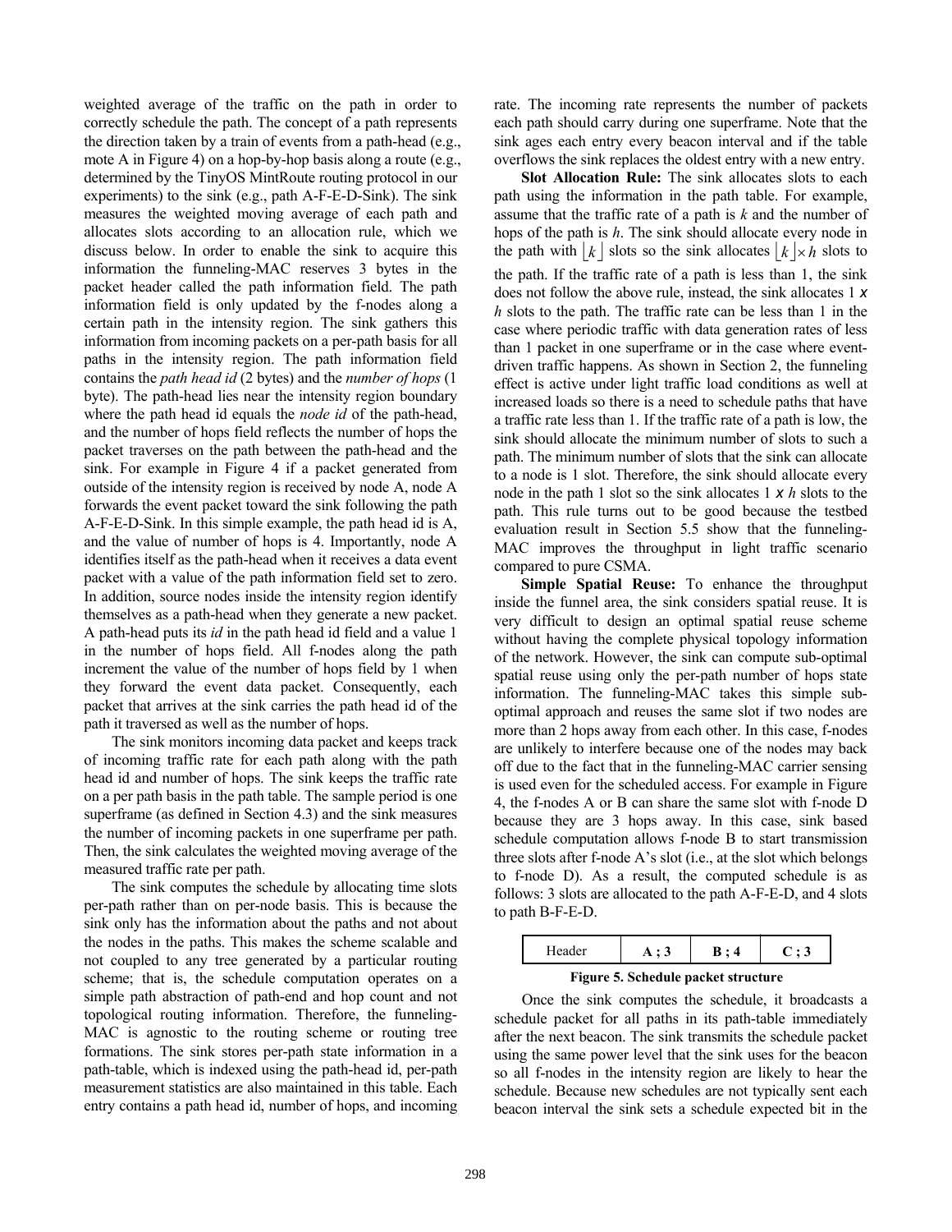weighted average of the traffic on the path in order to correctly schedule the path. The concept of a path represents the direction taken by a train of events from a path-head (e.g., mote A in Figure 4) on a hop-by-hop basis along a route (e.g., determined by the TinyOS MintRoute routing protocol in our experiments) to the sink (e.g., path A-F-E-D-Sink). The sink measures the weighted moving average of each path and allocates slots according to an allocation rule, which we discuss below. In order to enable the sink to acquire this information the funneling-MAC reserves 3 bytes in the packet header called the path information field. The path information field is only updated by the f-nodes along a certain path in the intensity region. The sink gathers this information from incoming packets on a per-path basis for all paths in the intensity region. The path information field contains the *path head id* (2 bytes) and the *number of hops* (1 byte). The path-head lies near the intensity region boundary where the path head id equals the *node id* of the path-head, and the number of hops field reflects the number of hops the packet traverses on the path between the path-head and the sink. For example in Figure 4 if a packet generated from outside of the intensity region is received by node A, node A forwards the event packet toward the sink following the path A-F-E-D-Sink. In this simple example, the path head id is A, and the value of number of hops is 4. Importantly, node A identifies itself as the path-head when it receives a data event packet with a value of the path information field set to zero. In addition, source nodes inside the intensity region identify themselves as a path-head when they generate a new packet. A path-head puts its *id* in the path head id field and a value 1 in the number of hops field. All f-nodes along the path increment the value of the number of hops field by 1 when they forward the event data packet. Consequently, each packet that arrives at the sink carries the path head id of the path it traversed as well as the number of hops.

The sink monitors incoming data packet and keeps track of incoming traffic rate for each path along with the path head id and number of hops. The sink keeps the traffic rate on a per path basis in the path table. The sample period is one superframe (as defined in Section 4.3) and the sink measures the number of incoming packets in one superframe per path. Then, the sink calculates the weighted moving average of the measured traffic rate per path.

The sink computes the schedule by allocating time slots per-path rather than on per-node basis. This is because the sink only has the information about the paths and not about the nodes in the paths. This makes the scheme scalable and not coupled to any tree generated by a particular routing scheme; that is, the schedule computation operates on a simple path abstraction of path-end and hop count and not topological routing information. Therefore, the funneling-MAC is agnostic to the routing scheme or routing tree formations. The sink stores per-path state information in a path-table, which is indexed using the path-head id, per-path measurement statistics are also maintained in this table. Each entry contains a path head id, number of hops, and incoming rate. The incoming rate represents the number of packets each path should carry during one superframe. Note that the sink ages each entry every beacon interval and if the table overflows the sink replaces the oldest entry with a new entry.

**Slot Allocation Rule:** The sink allocates slots to each path using the information in the path table. For example, assume that the traffic rate of a path is *k* and the number of hops of the path is *h*. The sink should allocate every node in the path with $\lfloor k \rfloor$ slots so the sink allocates $\lfloor k \rfloor \times h$ slots to the path. If the traffic rate of a path is less than 1, the sink does not follow the above rule, instead, the sink allocates 1 x *h* slots to the path. The traffic rate can be less than 1 in the case where periodic traffic with data generation rates of less than 1 packet in one superframe or in the case where event-driven traffic happens. As shown in Section 2, the funneling effect is active under light traffic load conditions as well at increased loads so there is a need to schedule paths that have a traffic rate less than 1. If the traffic rate of a path is low, the sink should allocate the minimum number of slots to such a path. The minimum number of slots that the sink can allocate to a node is 1 slot. Therefore, the sink should allocate every node in the path 1 slot so the sink allocates 1 x *h* slots to the path. This rule turns out to be good because the testbed evaluation result in Section 5.5 show that the funneling-MAC improves the throughput in light traffic scenario compared to pure CSMA.

**Simple Spatial Reuse:** To enhance the throughput inside the funnel area, the sink considers spatial reuse. It is very difficult to design an optimal spatial reuse scheme without having the complete physical topology information of the network. However, the sink can compute sub-optimal spatial reuse using only the per-path number of hops state information. The funneling-MAC takes this simple sub-optimal approach and reuses the same slot if two nodes are more than 2 hops away from each other. In this case, f-nodes are unlikely to interfere because one of the nodes may back off due to the fact that in the funneling-MAC carrier sensing is used even for the scheduled access. For example in Figure 4, the f-nodes A or B can share the same slot with f-node D because they are 3 hops away. In this case, sink based schedule computation allows f-node B to start transmission three slots after f-node A's slot (i.e., at the slot which belongs to f-node D). As a result, the computed schedule is as follows: 3 slots are allocated to the path A-F-E-D, and 4 slots to path B-F-E-D.

| Header | **A ; 3** | **B ; 4** | **C ; 3** |
|---|---|---|---|

**Figure 5. Schedule packet structure**

Once the sink computes the schedule, it broadcasts a schedule packet for all paths in its path-table immediately after the next beacon. The sink transmits the schedule packet using the same power level that the sink uses for the beacon so all f-nodes in the intensity region are likely to hear the schedule. Because new schedules are not typically sent each beacon interval the sink sets a schedule expected bit in the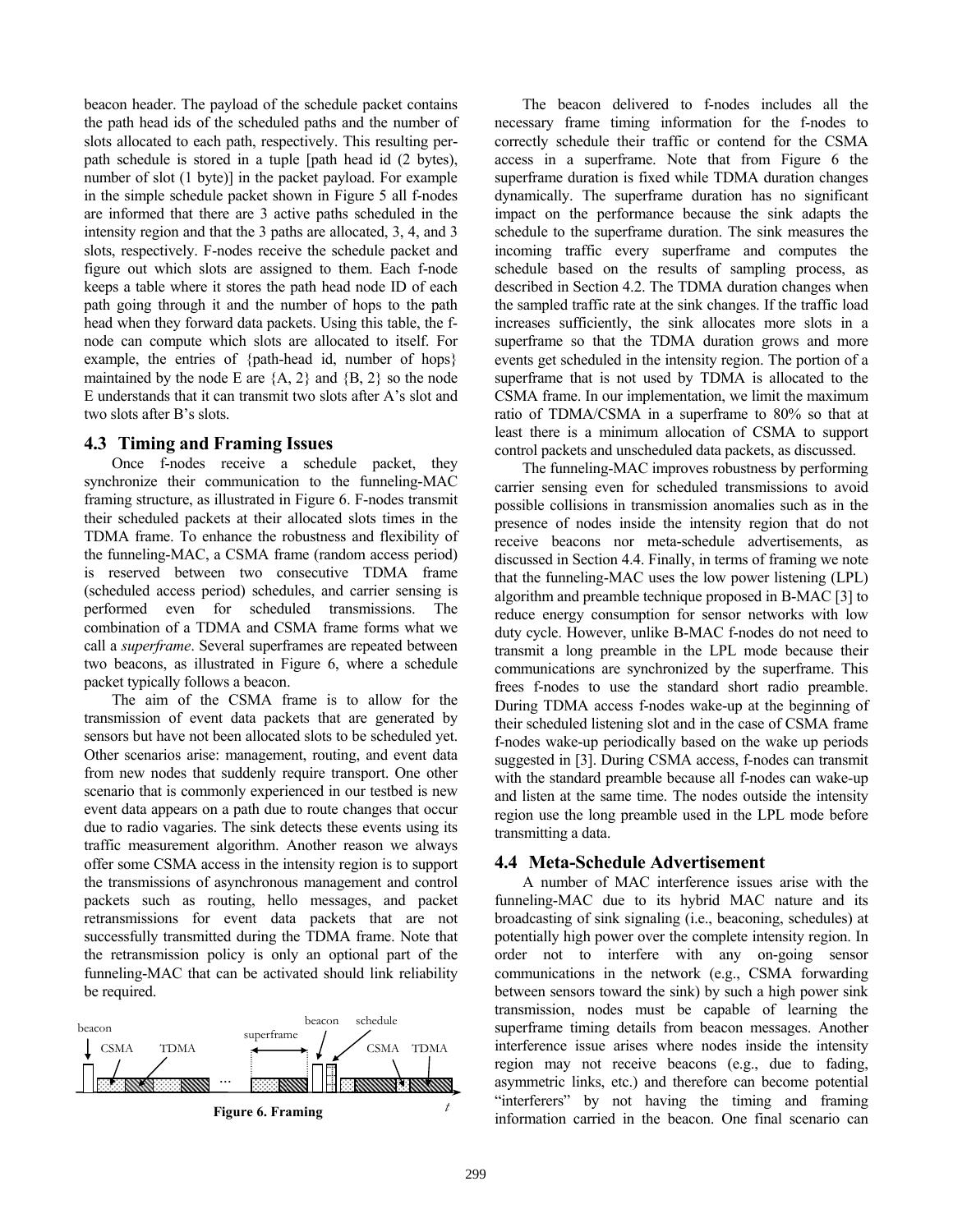beacon header. The payload of the schedule packet contains the path head ids of the scheduled paths and the number of slots allocated to each path, respectively. This resulting per-path schedule is stored in a tuple [path head id (2 bytes), number of slot (1 byte)] in the packet payload. For example in the simple schedule packet shown in Figure 5 all f-nodes are informed that there are 3 active paths scheduled in the intensity region and that the 3 paths are allocated, 3, 4, and 3 slots, respectively. F-nodes receive the schedule packet and figure out which slots are assigned to them. Each f-node keeps a table where it stores the path head node ID of each path going through it and the number of hops to the path head when they forward data packets. Using this table, the f-node can compute which slots are allocated to itself. For example, the entries of {path-head id, number of hops} maintained by the node E are {A, 2} and {B, 2} so the node E understands that it can transmit two slots after A's slot and two slots after B's slots.

### 4.3 Timing and Framing Issues

Once f-nodes receive a schedule packet, they synchronize their communication to the funneling-MAC framing structure, as illustrated in Figure 6. F-nodes transmit their scheduled packets at their allocated slots times in the TDMA frame. To enhance the robustness and flexibility of the funneling-MAC, a CSMA frame (random access period) is reserved between two consecutive TDMA frame (scheduled access period) schedules, and carrier sensing is performed even for scheduled transmissions. The combination of a TDMA and CSMA frame forms what we call a *superframe*. Several superframes are repeated between two beacons, as illustrated in Figure 6, where a schedule packet typically follows a beacon.

The aim of the CSMA frame is to allow for the transmission of event data packets that are generated by sensors but have not been allocated slots to be scheduled yet. Other scenarios arise: management, routing, and event data from new nodes that suddenly require transport. One other scenario that is commonly experienced in our testbed is new event data appears on a path due to route changes that occur due to radio vagaries. The sink detects these events using its traffic measurement algorithm. Another reason we always offer some CSMA access in the intensity region is to support the transmissions of asynchronous management and control packets such as routing, hello messages, and packet retransmissions for event data packets that are not successfully transmitted during the TDMA frame. Note that the retransmission policy is only an optional part of the funneling-MAC that can be activated should link reliability be required.

**Figure 6. Framing**

The beacon delivered to f-nodes includes all the necessary frame timing information for the f-nodes to correctly schedule their traffic or contend for the CSMA access in a superframe. Note that from Figure 6 the superframe duration is fixed while TDMA duration changes dynamically. The superframe duration has no significant impact on the performance because the sink adapts the schedule to the superframe duration. The sink measures the incoming traffic every superframe and computes the schedule based on the results of sampling process, as described in Section 4.2. The TDMA duration changes when the sampled traffic rate at the sink changes. If the traffic load increases sufficiently, the sink allocates more slots in a superframe so that the TDMA duration grows and more events get scheduled in the intensity region. The portion of a superframe that is not used by TDMA is allocated to the CSMA frame. In our implementation, we limit the maximum ratio of TDMA/CSMA in a superframe to 80% so that at least there is a minimum allocation of CSMA to support control packets and unscheduled data packets, as discussed.

The funneling-MAC improves robustness by performing carrier sensing even for scheduled transmissions to avoid possible collisions in transmission anomalies such as in the presence of nodes inside the intensity region that do not receive beacons nor meta-schedule advertisements, as discussed in Section 4.4. Finally, in terms of framing we note that the funneling-MAC uses the low power listening (LPL) algorithm and preamble technique proposed in B-MAC [3] to reduce energy consumption for sensor networks with low duty cycle. However, unlike B-MAC f-nodes do not need to transmit a long preamble in the LPL mode because their communications are synchronized by the superframe. This frees f-nodes to use the standard short radio preamble. During TDMA access f-nodes wake-up at the beginning of their scheduled listening slot and in the case of CSMA frame f-nodes wake-up periodically based on the wake up periods suggested in [3]. During CSMA access, f-nodes can transmit with the standard preamble because all f-nodes can wake-up and listen at the same time. The nodes outside the intensity region use the long preamble used in the LPL mode before transmitting a data.

### 4.4 Meta-Schedule Advertisement

A number of MAC interference issues arise with the funneling-MAC due to its hybrid MAC nature and its broadcasting of sink signaling (i.e., beaconing, schedules) at potentially high power over the complete intensity region. In order not to interfere with any on-going sensor communications in the network (e.g., CSMA forwarding between sensors toward the sink) by such a high power sink transmission, nodes must be capable of learning the superframe timing details from beacon messages. Another interference issue arises where nodes inside the intensity region may not receive beacons (e.g., due to fading, asymmetric links, etc.) and therefore can become potential "interferers" by not having the timing and framing information carried in the beacon. One final scenario can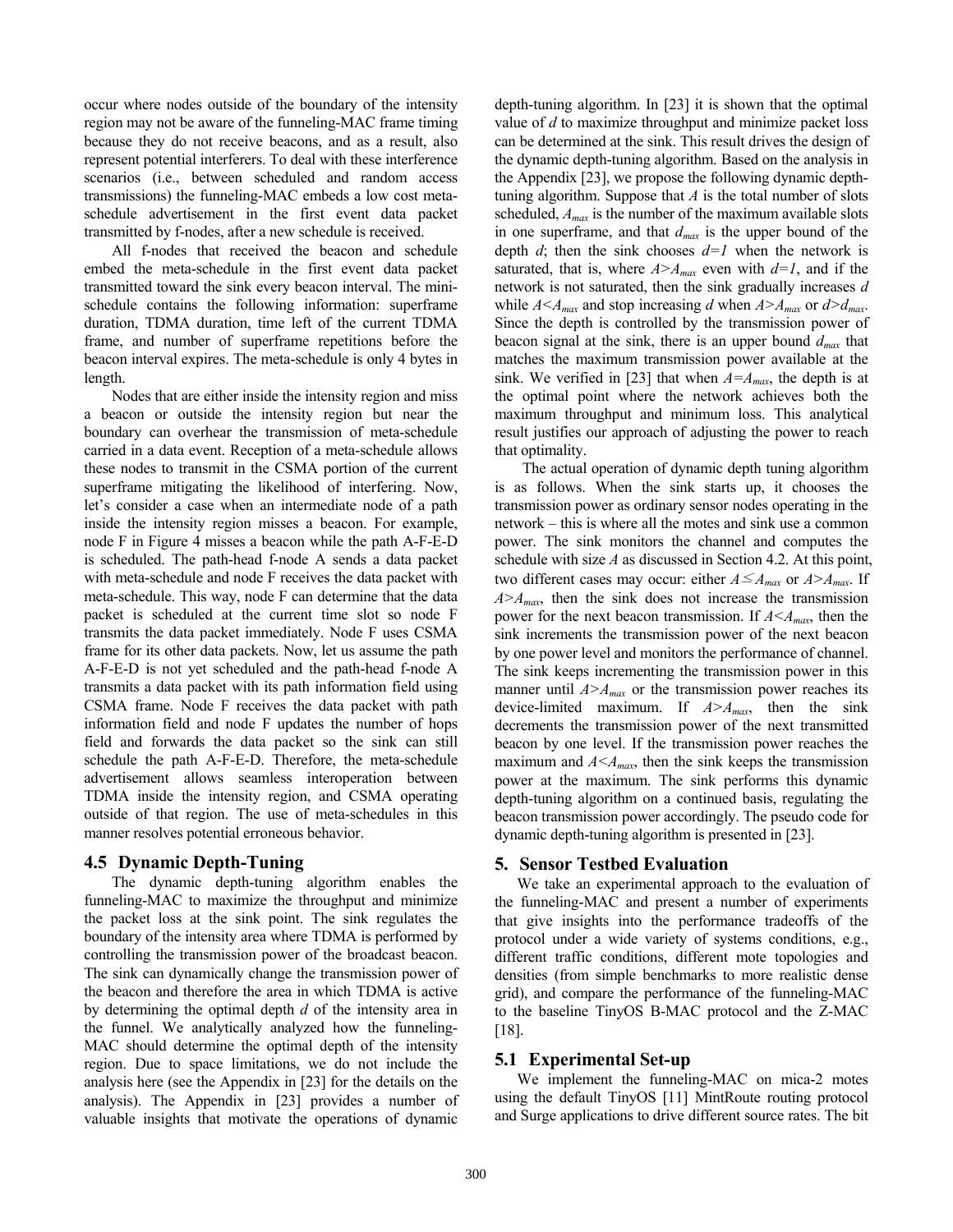occur where nodes outside of the boundary of the intensity region may not be aware of the funneling-MAC frame timing because they do not receive beacons, and as a result, also represent potential interferers. To deal with these interference scenarios (i.e., between scheduled and random access transmissions) the funneling-MAC embeds a low cost meta-schedule advertisement in the first event data packet transmitted by f-nodes, after a new schedule is received.

All f-nodes that received the beacon and schedule embed the meta-schedule in the first event data packet transmitted toward the sink every beacon interval. The mini-schedule contains the following information: superframe duration, TDMA duration, time left of the current TDMA frame, and number of superframe repetitions before the beacon interval expires. The meta-schedule is only 4 bytes in length.

Nodes that are either inside the intensity region and miss a beacon or outside the intensity region but near the boundary can overhear the transmission of meta-schedule carried in a data event. Reception of a meta-schedule allows these nodes to transmit in the CSMA portion of the current superframe mitigating the likelihood of interfering. Now, let's consider a case when an intermediate node of a path inside the intensity region misses a beacon. For example, node F in Figure 4 misses a beacon while the path A-F-E-D is scheduled. The path-head f-node A sends a data packet with meta-schedule and node F receives the data packet with meta-schedule. This way, node F can determine that the data packet is scheduled at the current time slot so node F transmits the data packet immediately. Node F uses CSMA frame for its other data packets. Now, let us assume the path A-F-E-D is not yet scheduled and the path-head f-node A transmits a data packet with its path information field using CSMA frame. Node F receives the data packet with path information field and node F updates the number of hops field and forwards the data packet so the sink can still schedule the path A-F-E-D. Therefore, the meta-schedule advertisement allows seamless interoperation between TDMA inside the intensity region, and CSMA operating outside of that region. The use of meta-schedules in this manner resolves potential erroneous behavior.

### 4.5 Dynamic Depth-Tuning

The dynamic depth-tuning algorithm enables the funneling-MAC to maximize the throughput and minimize the packet loss at the sink point. The sink regulates the boundary of the intensity area where TDMA is performed by controlling the transmission power of the broadcast beacon. The sink can dynamically change the transmission power of the beacon and therefore the area in which TDMA is active by determining the optimal depth $d$ of the intensity area in the funnel. We analytically analyzed how the funneling-MAC should determine the optimal depth of the intensity region. Due to space limitations, we do not include the analysis here (see the Appendix in [23] for the details on the analysis). The Appendix in [23] provides a number of valuable insights that motivate the operations of dynamic depth-tuning algorithm. In [23] it is shown that the optimal value of $d$ to maximize throughput and minimize packet loss can be determined at the sink. This result drives the design of the dynamic depth-tuning algorithm. Based on the analysis in the Appendix [23], we propose the following dynamic depth-tuning algorithm. Suppose that $A$ is the total number of slots scheduled, $A_{max}$ is the number of the maximum available slots in one superframe, and that $d_{max}$ is the upper bound of the depth $d$; then the sink chooses $d=1$ when the network is saturated, that is, where $A>A_{max}$ even with $d=1$, and if the network is not saturated, then the sink gradually increases $d$ while $A<A_{max}$ and stop increasing $d$ when $A>A_{max}$ or $d>d_{max}$. Since the depth is controlled by the transmission power of beacon signal at the sink, there is an upper bound $d_{max}$ that matches the maximum transmission power available at the sink. We verified in [23] that when $A=A_{max}$, the depth is at the optimal point where the network achieves both the maximum throughput and minimum loss. This analytical result justifies our approach of adjusting the power to reach that optimality.

The actual operation of dynamic depth tuning algorithm is as follows. When the sink starts up, it chooses the transmission power as ordinary sensor nodes operating in the network – this is where all the motes and sink use a common power. The sink monitors the channel and computes the schedule with size $A$ as discussed in Section 4.2. At this point, two different cases may occur: either $A\leq A_{max}$ or $A>A_{max}$. If $A>A_{max}$, then the sink does not increase the transmission power for the next beacon transmission. If $A<A_{max}$, then the sink increments the transmission power of the next beacon by one power level and monitors the performance of channel. The sink keeps incrementing the transmission power in this manner until $A>A_{max}$ or the transmission power reaches its device-limited maximum. If $A>A_{max}$, then the sink decrements the transmission power of the next transmitted beacon by one level. If the transmission power reaches the maximum and $A<A_{max}$, then the sink keeps the transmission power at the maximum. The sink performs this dynamic depth-tuning algorithm on a continued basis, regulating the beacon transmission power accordingly. The pseudo code for dynamic depth-tuning algorithm is presented in [23].

## 5. Sensor Testbed Evaluation

We take an experimental approach to the evaluation of the funneling-MAC and present a number of experiments that give insights into the performance tradeoffs of the protocol under a wide variety of systems conditions, e.g., different traffic conditions, different mote topologies and densities (from simple benchmarks to more realistic dense grid), and compare the performance of the funneling-MAC to the baseline TinyOS B-MAC protocol and the Z-MAC [18].

### 5.1 Experimental Set-up

We implement the funneling-MAC on mica-2 motes using the default TinyOS [11] MintRoute routing protocol and Surge applications to drive different source rates. The bit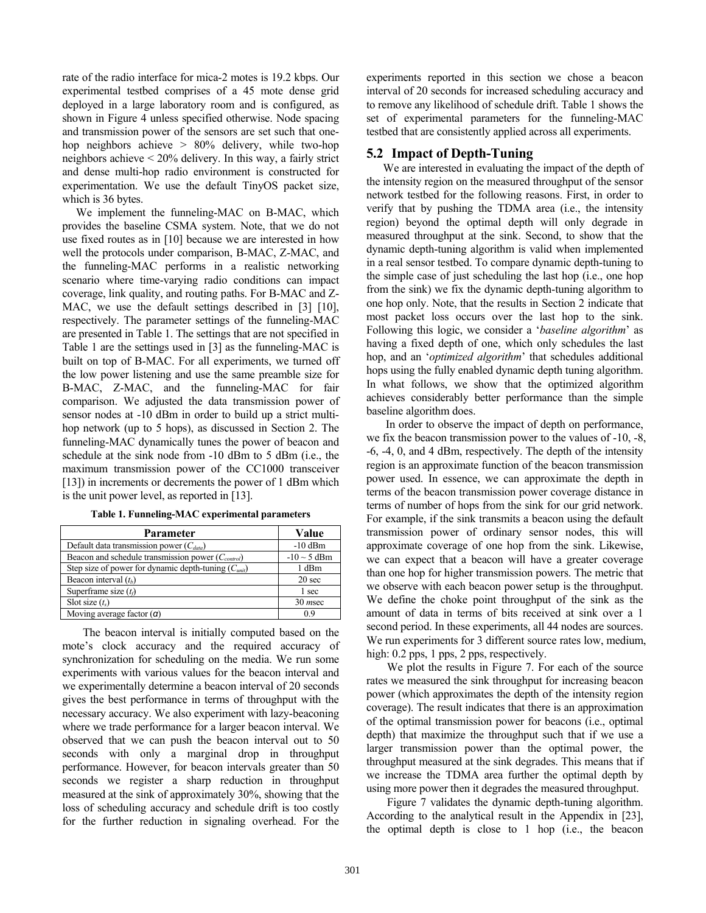rate of the radio interface for mica-2 motes is 19.2 kbps. Our experimental testbed comprises of a 45 mote dense grid deployed in a large laboratory room and is configured, as shown in Figure 4 unless specified otherwise. Node spacing and transmission power of the sensors are set such that one-hop neighbors achieve > 80% delivery, while two-hop neighbors achieve < 20% delivery. In this way, a fairly strict and dense multi-hop radio environment is constructed for experimentation. We use the default TinyOS packet size, which is 36 bytes.

We implement the funneling-MAC on B-MAC, which provides the baseline CSMA system. Note, that we do not use fixed routes as in [10] because we are interested in how well the protocols under comparison, B-MAC, Z-MAC, and the funneling-MAC performs in a realistic networking scenario where time-varying radio conditions can impact coverage, link quality, and routing paths. For B-MAC and Z-MAC, we use the default settings described in [3] [10], respectively. The parameter settings of the funneling-MAC are presented in Table 1. The settings that are not specified in Table 1 are the settings used in [3] as the funneling-MAC is built on top of B-MAC. For all experiments, we turned off the low power listening and use the same preamble size for B-MAC, Z-MAC, and the funneling-MAC for fair comparison. We adjusted the data transmission power of sensor nodes at -10 dBm in order to build up a strict multi-hop network (up to 5 hops), as discussed in Section 2. The funneling-MAC dynamically tunes the power of beacon and schedule at the sink node from -10 dBm to 5 dBm (i.e., the maximum transmission power of the CC1000 transceiver [13]) in increments or decrements the power of 1 dBm which is the unit power level, as reported in [13].

**Table 1. Funneling-MAC experimental parameters**

| Parameter | Value |
|---|---|
| Default data transmission power ($C_{data}$) | -10 dBm |
| Beacon and schedule transmission power ($C_{control}$) | -10 ~ 5 dBm |
| Step size of power for dynamic depth-tuning ($C_{unit}$) | 1 dBm |
| Beacon interval ($t_b$) | 20 sec |
| Superframe size ($t_f$) | 1 sec |
| Slot size ($t_s$) | 30 *m*sec |
| Moving average factor ($\alpha$) | 0.9 |

The beacon interval is initially computed based on the mote's clock accuracy and the required accuracy of synchronization for scheduling on the media. We run some experiments with various values for the beacon interval and we experimentally determine a beacon interval of 20 seconds gives the best performance in terms of throughput with the necessary accuracy. We also experiment with lazy-beaconing where we trade performance for a larger beacon interval. We observed that we can push the beacon interval out to 50 seconds with only a marginal drop in throughput performance. However, for beacon intervals greater than 50 seconds we register a sharp reduction in throughput measured at the sink of approximately 30%, showing that the loss of scheduling accuracy and schedule drift is too costly for the further reduction in signaling overhead. For the experiments reported in this section we chose a beacon interval of 20 seconds for increased scheduling accuracy and to remove any likelihood of schedule drift. Table 1 shows the set of experimental parameters for the funneling-MAC testbed that are consistently applied across all experiments.

## 5.2 Impact of Depth-Tuning

We are interested in evaluating the impact of the depth of the intensity region on the measured throughput of the sensor network testbed for the following reasons. First, in order to verify that by pushing the TDMA area (i.e., the intensity region) beyond the optimal depth will only degrade in measured throughput at the sink. Second, to show that the dynamic depth-tuning algorithm is valid when implemented in a real sensor testbed. To compare dynamic depth-tuning to the simple case of just scheduling the last hop (i.e., one hop from the sink) we fix the dynamic depth-tuning algorithm to one hop only. Note, that the results in Section 2 indicate that most packet loss occurs over the last hop to the sink. Following this logic, we consider a '*baseline algorithm*' as having a fixed depth of one, which only schedules the last hop, and an '*optimized algorithm*' that schedules additional hops using the fully enabled dynamic depth tuning algorithm. In what follows, we show that the optimized algorithm achieves considerably better performance than the simple baseline algorithm does.

In order to observe the impact of depth on performance, we fix the beacon transmission power to the values of -10, -8, -6, -4, 0, and 4 dBm, respectively. The depth of the intensity region is an approximate function of the beacon transmission power used. In essence, we can approximate the depth in terms of the beacon transmission power coverage distance in terms of number of hops from the sink for our grid network. For example, if the sink transmits a beacon using the default transmission power of ordinary sensor nodes, this will approximate coverage of one hop from the sink. Likewise, we can expect that a beacon will have a greater coverage than one hop for higher transmission powers. The metric that we observe with each beacon power setup is the throughput. We define the choke point throughput of the sink as the amount of data in terms of bits received at sink over a 1 second period. In these experiments, all 44 nodes are sources. We run experiments for 3 different source rates low, medium, high: 0.2 pps, 1 pps, 2 pps, respectively.

We plot the results in Figure 7. For each of the source rates we measured the sink throughput for increasing beacon power (which approximates the depth of the intensity region coverage). The result indicates that there is an approximation of the optimal transmission power for beacons (i.e., optimal depth) that maximize the throughput such that if we use a larger transmission power than the optimal power, the throughput measured at the sink degrades. This means that if we increase the TDMA area further the optimal depth by using more power then it degrades the measured throughput.

Figure 7 validates the dynamic depth-tuning algorithm. According to the analytical result in the Appendix in [23], the optimal depth is close to 1 hop (i.e., the beacon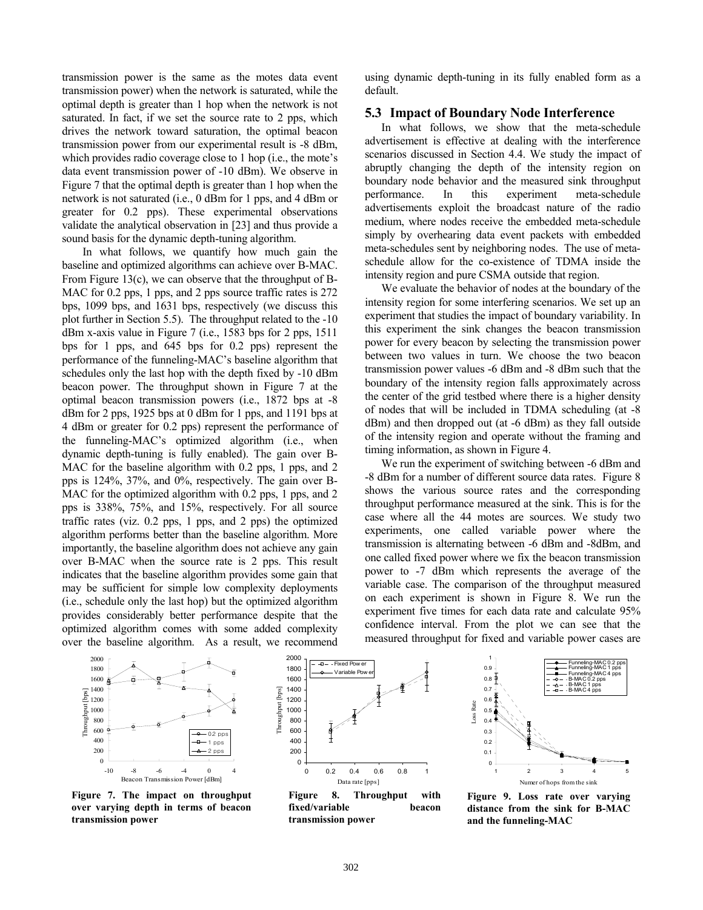transmission power is the same as the motes data event transmission power) when the network is saturated, while the optimal depth is greater than 1 hop when the network is not saturated. In fact, if we set the source rate to 2 pps, which drives the network toward saturation, the optimal beacon transmission power from our experimental result is -8 dBm, which provides radio coverage close to 1 hop (i.e., the mote's data event transmission power of -10 dBm). We observe in Figure 7 that the optimal depth is greater than 1 hop when the network is not saturated (i.e., 0 dBm for 1 pps, and 4 dBm or greater for 0.2 pps). These experimental observations validate the analytical observation in [23] and thus provide a sound basis for the dynamic depth-tuning algorithm.

In what follows, we quantify how much gain the baseline and optimized algorithms can achieve over B-MAC. From Figure 13(c), we can observe that the throughput of B-MAC for 0.2 pps, 1 pps, and 2 pps source traffic rates is 272 bps, 1099 bps, and 1631 bps, respectively (we discuss this plot further in Section 5.5). The throughput related to the -10 dBm x-axis value in Figure 7 (i.e., 1583 bps for 2 pps, 1511 bps for 1 pps, and 645 bps for 0.2 pps) represent the performance of the funneling-MAC's baseline algorithm that schedules only the last hop with the depth fixed by -10 dBm beacon power. The throughput shown in Figure 7 at the optimal beacon transmission powers (i.e., 1872 bps at -8 dBm for 2 pps, 1925 bps at 0 dBm for 1 pps, and 1191 bps at 4 dBm or greater for 0.2 pps) represent the performance of the funneling-MAC's optimized algorithm (i.e., when dynamic depth-tuning is fully enabled). The gain over B-MAC for the baseline algorithm with 0.2 pps, 1 pps, and 2 pps is 124%, 37%, and 0%, respectively. The gain over B-MAC for the optimized algorithm with 0.2 pps, 1 pps, and 2 pps is 338%, 75%, and 15%, respectively. For all source traffic rates (viz. 0.2 pps, 1 pps, and 2 pps) the optimized algorithm performs better than the baseline algorithm. More importantly, the baseline algorithm does not achieve any gain over B-MAC when the source rate is 2 pps. This result indicates that the baseline algorithm provides some gain that may be sufficient for simple low complexity deployments (i.e., schedule only the last hop) but the optimized algorithm provides considerably better performance despite that the optimized algorithm comes with some added complexity over the baseline algorithm. As a result, we recommend using dynamic depth-tuning in its fully enabled form as a default.

## 5.3 Impact of Boundary Node Interference

In what follows, we show that the meta-schedule advertisement is effective at dealing with the interference scenarios discussed in Section 4.4. We study the impact of abruptly changing the depth of the intensity region on boundary node behavior and the measured sink throughput performance. In this experiment meta-schedule advertisements exploit the broadcast nature of the radio medium, where nodes receive the embedded meta-schedule simply by overhearing data event packets with embedded meta-schedules sent by neighboring nodes. The use of meta-schedule allow for the co-existence of TDMA inside the intensity region and pure CSMA outside that region.

We evaluate the behavior of nodes at the boundary of the intensity region for some interfering scenarios. We set up an experiment that studies the impact of boundary variability. In this experiment the sink changes the beacon transmission power for every beacon by selecting the transmission power between two values in turn. We choose the two beacon transmission power values -6 dBm and -8 dBm such that the boundary of the intensity region falls approximately across the center of the grid testbed where there is a higher density of nodes that will be included in TDMA scheduling (at -8 dBm) and then dropped out (at -6 dBm) as they fall outside of the intensity region and operate without the framing and timing information, as shown in Figure 4.

We run the experiment of switching between -6 dBm and -8 dBm for a number of different source data rates. Figure 8 shows the various source rates and the corresponding throughput performance measured at the sink. This is for the case where all the 44 motes are sources. We study two experiments, one called variable power where the transmission is alternating between -6 dBm and -8dBm, and one called fixed power where we fix the beacon transmission power to -7 dBm which represents the average of the variable case. The comparison of the throughput measured on each experiment is shown in Figure 8. We run the experiment five times for each data rate and calculate 95% confidence interval. From the plot we can see that the measured throughput for fixed and variable power cases are

**Figure 7. The impact on throughput over varying depth in terms of beacon transmission power**

**Figure 8. Throughput with fixed/variable beacon transmission power**

**Figure 9. Loss rate over varying distance from the sink for B-MAC and the funneling-MAC**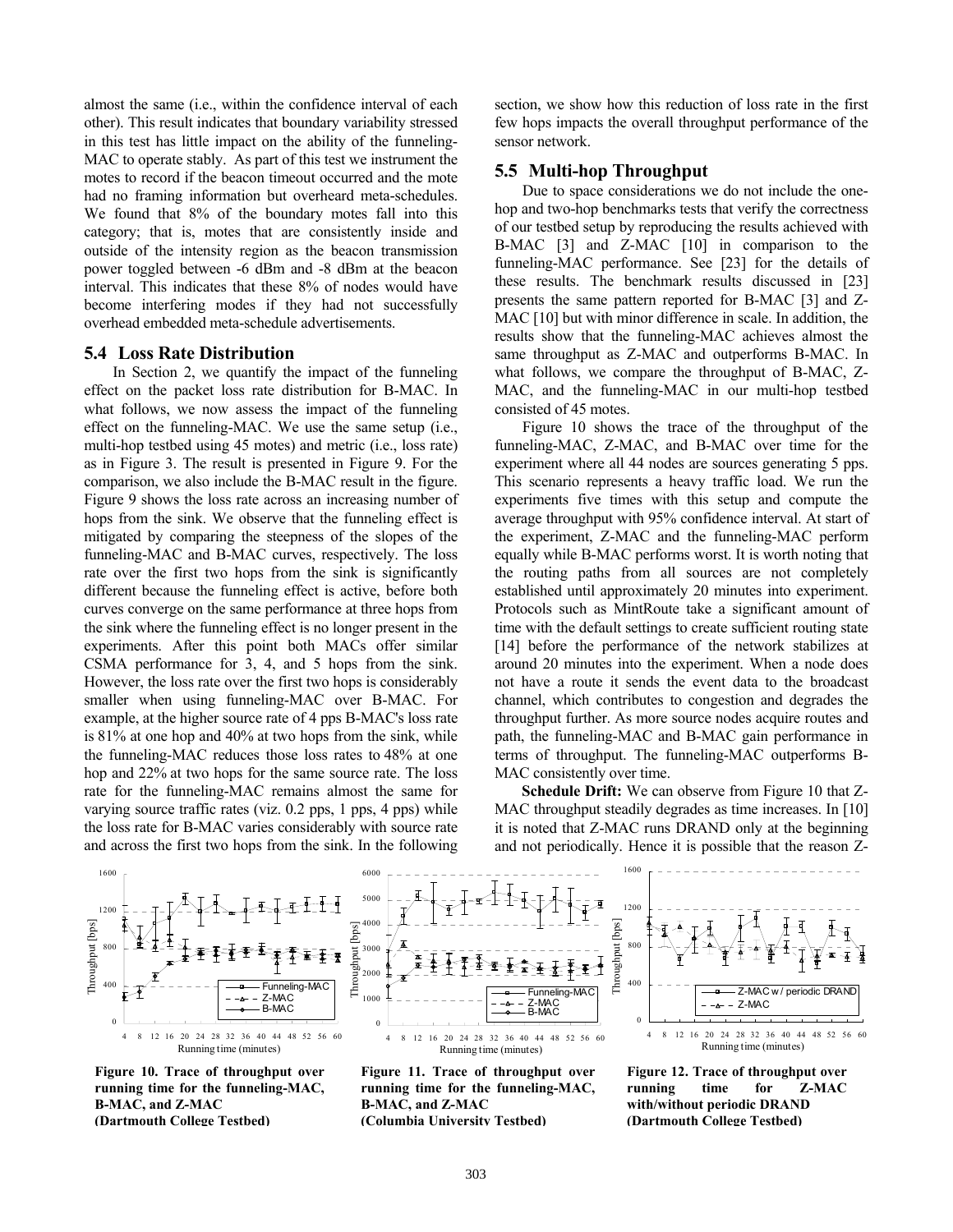almost the same (i.e., within the confidence interval of each other). This result indicates that boundary variability stressed in this test has little impact on the ability of the funneling-MAC to operate stably. As part of this test we instrument the motes to record if the beacon timeout occurred and the mote had no framing information but overheard meta-schedules. We found that 8% of the boundary motes fall into this category; that is, motes that are consistently inside and outside of the intensity region as the beacon transmission power toggled between -6 dBm and -8 dBm at the beacon interval. This indicates that these 8% of nodes would have become interfering modes if they had not successfully overhead embedded meta-schedule advertisements.

## 5.4 Loss Rate Distribution

In Section 2, we quantify the impact of the funneling effect on the packet loss rate distribution for B-MAC. In what follows, we now assess the impact of the funneling effect on the funneling-MAC. We use the same setup (i.e., multi-hop testbed using 45 motes) and metric (i.e., loss rate) as in Figure 3. The result is presented in Figure 9. For the comparison, we also include the B-MAC result in the figure. Figure 9 shows the loss rate across an increasing number of hops from the sink. We observe that the funneling effect is mitigated by comparing the steepness of the slopes of the funneling-MAC and B-MAC curves, respectively. The loss rate over the first two hops from the sink is significantly different because the funneling effect is active, before both curves converge on the same performance at three hops from the sink where the funneling effect is no longer present in the experiments. After this point both MACs offer similar CSMA performance for 3, 4, and 5 hops from the sink. However, the loss rate over the first two hops is considerably smaller when using funneling-MAC over B-MAC. For example, at the higher source rate of 4 pps B-MAC's loss rate is 81% at one hop and 40% at two hops from the sink, while the funneling-MAC reduces those loss rates to 48% at one hop and 22% at two hops for the same source rate. The loss rate for the funneling-MAC remains almost the same for varying source traffic rates (viz. 0.2 pps, 1 pps, 4 pps) while the loss rate for B-MAC varies considerably with source rate and across the first two hops from the sink. In the following section, we show how this reduction of loss rate in the first few hops impacts the overall throughput performance of the sensor network.

## 5.5 Multi-hop Throughput

Due to space considerations we do not include the one-hop and two-hop benchmarks tests that verify the correctness of our testbed setup by reproducing the results achieved with B-MAC [3] and Z-MAC [10] in comparison to the funneling-MAC performance. See [23] for the details of these results. The benchmark results discussed in [23] presents the same pattern reported for B-MAC [3] and Z-MAC [10] but with minor difference in scale. In addition, the results show that the funneling-MAC achieves almost the same throughput as Z-MAC and outperforms B-MAC. In what follows, we compare the throughput of B-MAC, Z-MAC, and the funneling-MAC in our multi-hop testbed consisted of 45 motes.

Figure 10 shows the trace of the throughput of the funneling-MAC, Z-MAC, and B-MAC over time for the experiment where all 44 nodes are sources generating 5 pps. This scenario represents a heavy traffic load. We run the experiments five times with this setup and compute the average throughput with 95% confidence interval. At start of the experiment, Z-MAC and the funneling-MAC perform equally while B-MAC performs worst. It is worth noting that the routing paths from all sources are not completely established until approximately 20 minutes into experiment. Protocols such as MintRoute take a significant amount of time with the default settings to create sufficient routing state [14] before the performance of the network stabilizes at around 20 minutes into the experiment. When a node does not have a route it sends the event data to the broadcast channel, which contributes to congestion and degrades the throughput further. As more source nodes acquire routes and path, the funneling-MAC and B-MAC gain performance in terms of throughput. The funneling-MAC outperforms B-MAC consistently over time.

**Schedule Drift:** We can observe from Figure 10 that Z-MAC throughput steadily degrades as time increases. In [10] it is noted that Z-MAC runs DRAND only at the beginning and not periodically. Hence it is possible that the reason Z-

**Figure 10. Trace of throughput over running time for the funneling-MAC, B-MAC, and Z-MAC (Dartmouth College Testbed)**

**Figure 11. Trace of throughput over running time for the funneling-MAC, B-MAC, and Z-MAC (Columbia University Testbed)**

**Figure 12. Trace of throughput over running time for Z-MAC with/without periodic DRAND (Dartmouth College Testbed)**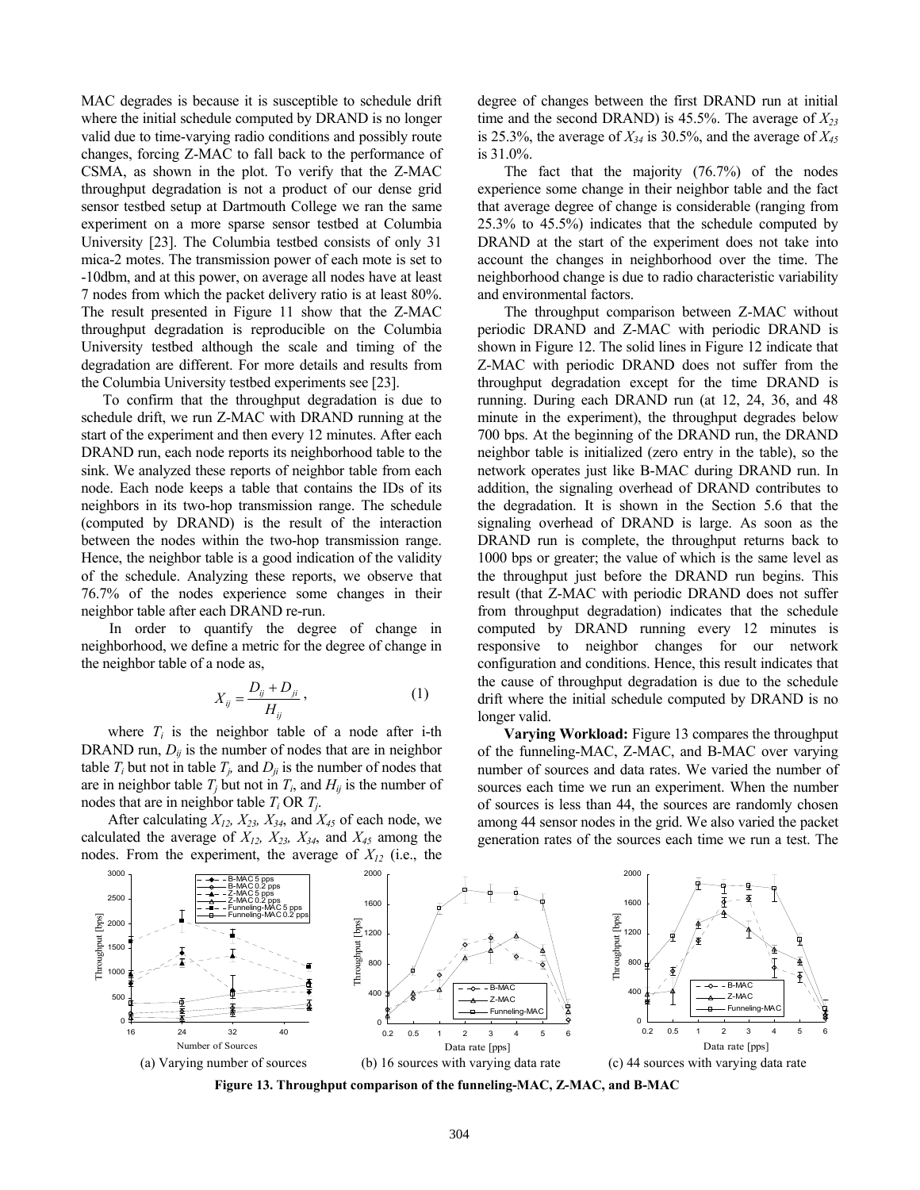MAC degrades is because it is susceptible to schedule drift where the initial schedule computed by DRAND is no longer valid due to time-varying radio conditions and possibly route changes, forcing Z-MAC to fall back to the performance of CSMA, as shown in the plot. To verify that the Z-MAC throughput degradation is not a product of our dense grid sensor testbed setup at Dartmouth College we ran the same experiment on a more sparse sensor testbed at Columbia University [23]. The Columbia testbed consists of only 31 mica-2 motes. The transmission power of each mote is set to -10dbm, and at this power, on average all nodes have at least 7 nodes from which the packet delivery ratio is at least 80%. The result presented in Figure 11 show that the Z-MAC throughput degradation is reproducible on the Columbia University testbed although the scale and timing of the degradation are different. For more details and results from the Columbia University testbed experiments see [23].

To confirm that the throughput degradation is due to schedule drift, we run Z-MAC with DRAND running at the start of the experiment and then every 12 minutes. After each DRAND run, each node reports its neighborhood table to the sink. We analyzed these reports of neighbor table from each node. Each node keeps a table that contains the IDs of its neighbors in its two-hop transmission range. The schedule (computed by DRAND) is the result of the interaction between the nodes within the two-hop transmission range. Hence, the neighbor table is a good indication of the validity of the schedule. Analyzing these reports, we observe that 76.7% of the nodes experience some changes in their neighbor table after each DRAND re-run.

In order to quantify the degree of change in neighborhood, we define a metric for the degree of change in the neighbor table of a node as,

$$X_{ij} = \frac{D_{ij} + D_{ji}}{H_{ij}}, \tag{1}$$

where $T_i$ is the neighbor table of a node after i-th DRAND run, $D_{ij}$ is the number of nodes that are in neighbor table $T_i$ but not in table $T_j$, and $D_{ji}$ is the number of nodes that are in neighbor table $T_j$ but not in $T_i$, and $H_{ij}$ is the number of nodes that are in neighbor table $T_i$ OR $T_j$.

After calculating $X_{12}$, $X_{23}$, $X_{34}$, and $X_{45}$ of each node, we calculated the average of $X_{12}$, $X_{23}$, $X_{34}$, and $X_{45}$ among the nodes. From the experiment, the average of $X_{12}$ (i.e., the degree of changes between the first DRAND run at initial time and the second DRAND) is 45.5%. The average of $X_{23}$ is 25.3%, the average of $X_{34}$ is 30.5%, and the average of $X_{45}$ is 31.0%.

The fact that the majority (76.7%) of the nodes experience some change in their neighbor table and the fact that average degree of change is considerable (ranging from 25.3% to 45.5%) indicates that the schedule computed by DRAND at the start of the experiment does not take into account the changes in neighborhood over the time. The neighborhood change is due to radio characteristic variability and environmental factors.

The throughput comparison between Z-MAC without periodic DRAND and Z-MAC with periodic DRAND is shown in Figure 12. The solid lines in Figure 12 indicate that Z-MAC with periodic DRAND does not suffer from the throughput degradation except for the time DRAND is running. During each DRAND run (at 12, 24, 36, and 48 minute in the experiment), the throughput degrades below 700 bps. At the beginning of the DRAND run, the DRAND neighbor table is initialized (zero entry in the table), so the network operates just like B-MAC during DRAND run. In addition, the signaling overhead of DRAND contributes to the degradation. It is shown in the Section 5.6 that the signaling overhead of DRAND is large. As soon as the DRAND run is complete, the throughput returns back to 1000 bps or greater; the value of which is the same level as the throughput just before the DRAND run begins. This result (that Z-MAC with periodic DRAND does not suffer from throughput degradation) indicates that the schedule computed by DRAND running every 12 minutes is responsive to neighbor changes for our network configuration and conditions. Hence, this result indicates that the cause of throughput degradation is due to the schedule drift where the initial schedule computed by DRAND is no longer valid.

**Varying Workload:** Figure 13 compares the throughput of the funneling-MAC, Z-MAC, and B-MAC over varying number of sources and data rates. We varied the number of sources each time we run an experiment. When the number of sources is less than 44, the sources are randomly chosen among 44 sensor nodes in the grid. We also varied the packet generation rates of the sources each time we run a test. The

(a) Varying number of sources (b) 16 sources with varying data rate (c) 44 sources with varying data rate

**Figure 13. Throughput comparison of the funneling-MAC, Z-MAC, and B-MAC**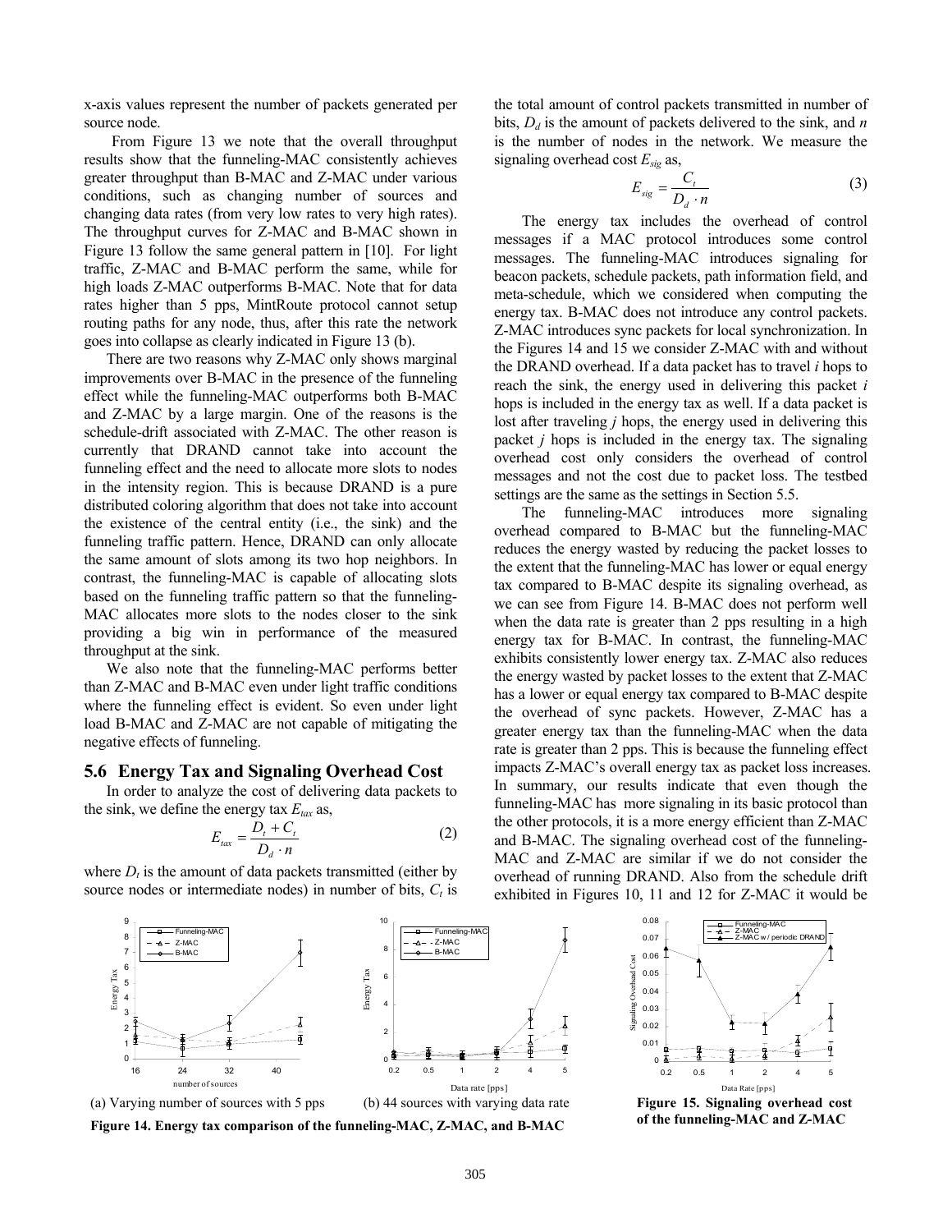x-axis values represent the number of packets generated per source node.

From Figure 13 we note that the overall throughput results show that the funneling-MAC consistently achieves greater throughput than B-MAC and Z-MAC under various conditions, such as changing number of sources and changing data rates (from very low rates to very high rates). The throughput curves for Z-MAC and B-MAC shown in Figure 13 follow the same general pattern in [10]. For light traffic, Z-MAC and B-MAC perform the same, while for high loads Z-MAC outperforms B-MAC. Note that for data rates higher than 5 pps, MintRoute protocol cannot setup routing paths for any node, thus, after this rate the network goes into collapse as clearly indicated in Figure 13 (b).

There are two reasons why Z-MAC only shows marginal improvements over B-MAC in the presence of the funneling effect while the funneling-MAC outperforms both B-MAC and Z-MAC by a large margin. One of the reasons is the schedule-drift associated with Z-MAC. The other reason is currently that DRAND cannot take into account the funneling effect and the need to allocate more slots to nodes in the intensity region. This is because DRAND is a pure distributed coloring algorithm that does not take into account the existence of the central entity (i.e., the sink) and the funneling traffic pattern. Hence, DRAND can only allocate the same amount of slots among its two hop neighbors. In contrast, the funneling-MAC is capable of allocating slots based on the funneling traffic pattern so that the funneling-MAC allocates more slots to the nodes closer to the sink providing a big win in performance of the measured throughput at the sink.

We also note that the funneling-MAC performs better than Z-MAC and B-MAC even under light traffic conditions where the funneling effect is evident. So even under light load B-MAC and Z-MAC are not capable of mitigating the negative effects of funneling.

## 5.6 Energy Tax and Signaling Overhead Cost

In order to analyze the cost of delivering data packets to the sink, we define the energy tax $E_{tax}$ as,

$$E_{tax} = \frac{D_t + C_t}{D_d \cdot n} \qquad (2)$$

where $D_t$ is the amount of data packets transmitted (either by source nodes or intermediate nodes) in number of bits, $C_t$ is the total amount of control packets transmitted in number of bits, $D_d$ is the amount of packets delivered to the sink, and $n$ is the number of nodes in the network. We measure the signaling overhead cost $E_{sig}$ as,

$$E_{sig} = \frac{C_t}{D_d \cdot n} \qquad (3)$$

The energy tax includes the overhead of control messages if a MAC protocol introduces some control messages. The funneling-MAC introduces signaling for beacon packets, schedule packets, path information field, and meta-schedule, which we considered when computing the energy tax. B-MAC does not introduce any control packets. Z-MAC introduces sync packets for local synchronization. In the Figures 14 and 15 we consider Z-MAC with and without the DRAND overhead. If a data packet has to travel $i$ hops to reach the sink, the energy used in delivering this packet $i$ hops is included in the energy tax as well. If a data packet is lost after traveling $j$ hops, the energy used in delivering this packet $j$ hops is included in the energy tax. The signaling overhead cost only considers the overhead of control messages and not the cost due to packet loss. The testbed settings are the same as the settings in Section 5.5.

The funneling-MAC introduces more signaling overhead compared to B-MAC but the funneling-MAC reduces the energy wasted by reducing the packet losses to the extent that the funneling-MAC has lower or equal energy tax compared to B-MAC despite its signaling overhead, as we can see from Figure 14. B-MAC does not perform well when the data rate is greater than 2 pps resulting in a high energy tax for B-MAC. In contrast, the funneling-MAC exhibits consistently lower energy tax. Z-MAC also reduces the energy wasted by packet losses to the extent that Z-MAC has a lower or equal energy tax compared to B-MAC despite the overhead of sync packets. However, Z-MAC has a greater energy tax than the funneling-MAC when the data rate is greater than 2 pps. This is because the funneling effect impacts Z-MAC's overall energy tax as packet loss increases. In summary, our results indicate that even though the funneling-MAC has more signaling in its basic protocol than the other protocols, it is a more energy efficient than Z-MAC and B-MAC. The signaling overhead cost of the funneling-MAC and Z-MAC are similar if we do not consider the overhead of running DRAND. Also from the schedule drift exhibited in Figures 10, 11 and 12 for Z-MAC it would be

(a) Varying number of sources with 5 pps

(b) 44 sources with varying data rate

**Figure 14. Energy tax comparison of the funneling-MAC, Z-MAC, and B-MAC**

**Figure 15. Signaling overhead cost of the funneling-MAC and Z-MAC**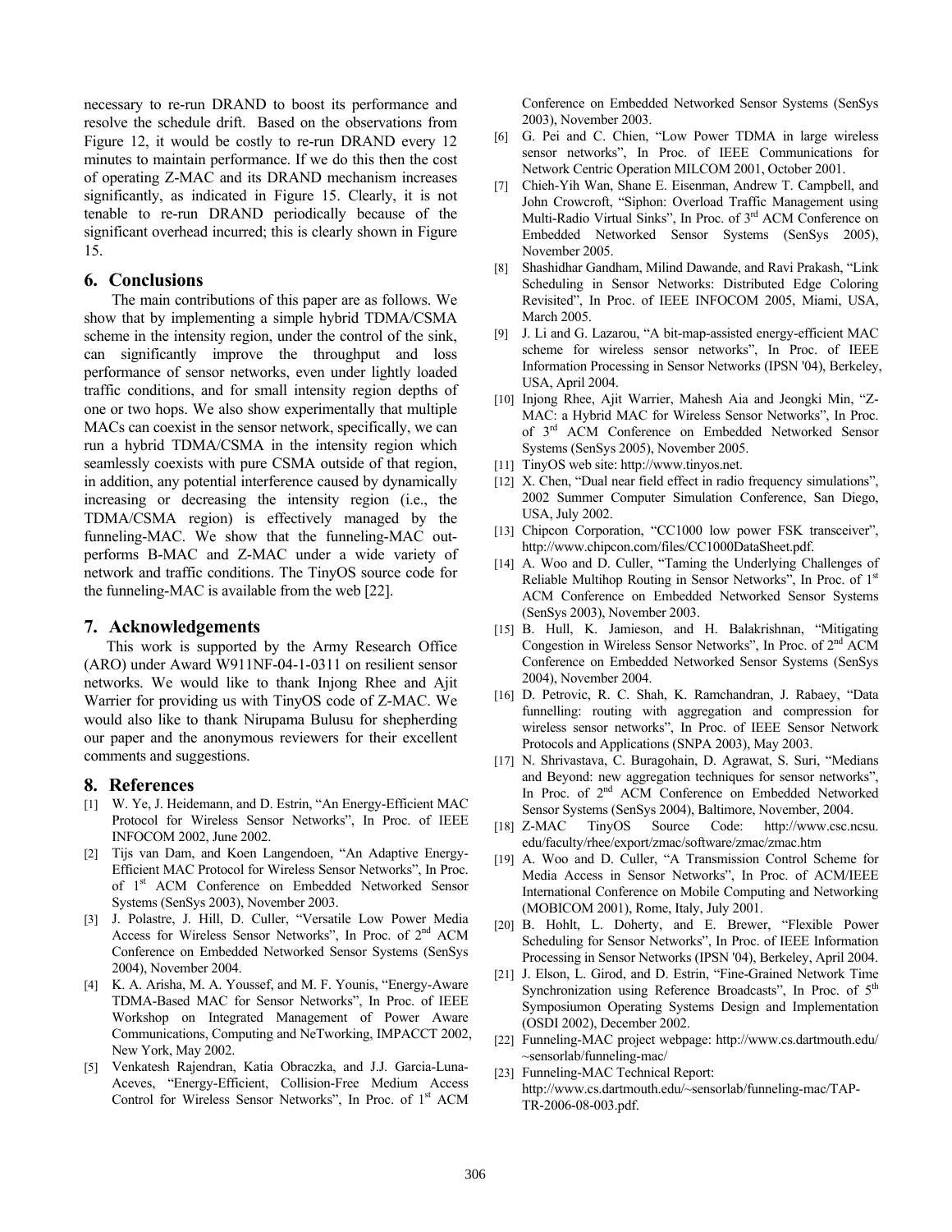necessary to re-run DRAND to boost its performance and resolve the schedule drift. Based on the observations from Figure 12, it would be costly to re-run DRAND every 12 minutes to maintain performance. If we do this then the cost of operating Z-MAC and its DRAND mechanism increases significantly, as indicated in Figure 15. Clearly, it is not tenable to re-run DRAND periodically because of the significant overhead incurred; this is clearly shown in Figure 15.

## 6. Conclusions

The main contributions of this paper are as follows. We show that by implementing a simple hybrid TDMA/CSMA scheme in the intensity region, under the control of the sink, can significantly improve the throughput and loss performance of sensor networks, even under lightly loaded traffic conditions, and for small intensity region depths of one or two hops. We also show experimentally that multiple MACs can coexist in the sensor network, specifically, we can run a hybrid TDMA/CSMA in the intensity region which seamlessly coexists with pure CSMA outside of that region, in addition, any potential interference caused by dynamically increasing or decreasing the intensity region (i.e., the TDMA/CSMA region) is effectively managed by the funneling-MAC. We show that the funneling-MAC outperforms B-MAC and Z-MAC under a wide variety of network and traffic conditions. The TinyOS source code for the funneling-MAC is available from the web [22].

## 7. Acknowledgements

This work is supported by the Army Research Office (ARO) under Award W911NF-04-1-0311 on resilient sensor networks. We would like to thank Injong Rhee and Ajit Warrier for providing us with TinyOS code of Z-MAC. We would also like to thank Nirupama Bulusu for shepherding our paper and the anonymous reviewers for their excellent comments and suggestions.

## 8. References

[1] W. Ye, J. Heidemann, and D. Estrin, "An Energy-Efficient MAC Protocol for Wireless Sensor Networks", In Proc. of IEEE INFOCOM 2002, June 2002.

[2] Tijs van Dam, and Koen Langendoen, "An Adaptive Energy-Efficient MAC Protocol for Wireless Sensor Networks", In Proc. of 1st ACM Conference on Embedded Networked Sensor Systems (SenSys 2003), November 2003.

[3] J. Polastre, J. Hill, D. Culler, "Versatile Low Power Media Access for Wireless Sensor Networks", In Proc. of 2nd ACM Conference on Embedded Networked Sensor Systems (SenSys 2004), November 2004.

[4] K. A. Arisha, M. A. Youssef, and M. F. Younis, "Energy-Aware TDMA-Based MAC for Sensor Networks", In Proc. of IEEE Workshop on Integrated Management of Power Aware Communications, Computing and NeTworking, IMPACCT 2002, New York, May 2002.

[5] Venkatesh Rajendran, Katia Obraczka, and J.J. Garcia-Luna-Aceves, "Energy-Efficient, Collision-Free Medium Access Control for Wireless Sensor Networks", In Proc. of 1st ACM Conference on Embedded Networked Sensor Systems (SenSys 2003), November 2003.

[6] G. Pei and C. Chien, "Low Power TDMA in large wireless sensor networks", In Proc. of IEEE Communications for Network Centric Operation MILCOM 2001, October 2001.

[7] Chieh-Yih Wan, Shane E. Eisenman, Andrew T. Campbell, and John Crowcroft, "Siphon: Overload Traffic Management using Multi-Radio Virtual Sinks", In Proc. of 3rd ACM Conference on Embedded Networked Sensor Systems (SenSys 2005), November 2005.

[8] Shashidhar Gandham, Milind Dawande, and Ravi Prakash, "Link Scheduling in Sensor Networks: Distributed Edge Coloring Revisited", In Proc. of IEEE INFOCOM 2005, Miami, USA, March 2005.

[9] J. Li and G. Lazarou, "A bit-map-assisted energy-efficient MAC scheme for wireless sensor networks", In Proc. of IEEE Information Processing in Sensor Networks (IPSN '04), Berkeley, USA, April 2004.

[10] Injong Rhee, Ajit Warrier, Mahesh Aia and Jeongki Min, "Z-MAC: a Hybrid MAC for Wireless Sensor Networks", In Proc. of 3rd ACM Conference on Embedded Networked Sensor Systems (SenSys 2005), November 2005.

[11] TinyOS web site: http://www.tinyos.net.

[12] X. Chen, "Dual near field effect in radio frequency simulations", 2002 Summer Computer Simulation Conference, San Diego, USA, July 2002.

[13] Chipcon Corporation, "CC1000 low power FSK transceiver", http://www.chipcon.com/files/CC1000DataSheet.pdf.

[14] A. Woo and D. Culler, "Taming the Underlying Challenges of Reliable Multihop Routing in Sensor Networks", In Proc. of 1st ACM Conference on Embedded Networked Sensor Systems (SenSys 2003), November 2003.

[15] B. Hull, K. Jamieson, and H. Balakrishnan, "Mitigating Congestion in Wireless Sensor Networks", In Proc. of 2nd ACM Conference on Embedded Networked Sensor Systems (SenSys 2004), November 2004.

[16] D. Petrovic, R. C. Shah, K. Ramchandran, J. Rabaey, "Data funnelling: routing with aggregation and compression for wireless sensor networks", In Proc. of IEEE Sensor Network Protocols and Applications (SNPA 2003), May 2003.

[17] N. Shrivastava, C. Buragohain, D. Agrawat, S. Suri, "Medians and Beyond: new aggregation techniques for sensor networks", In Proc. of 2nd ACM Conference on Embedded Networked Sensor Systems (SenSys 2004), Baltimore, November, 2004.

[18] Z-MAC TinyOS Source Code: http://www.csc.ncsu.edu/faculty/rhee/export/zmac/software/zmac/zmac.htm

[19] A. Woo and D. Culler, "A Transmission Control Scheme for Media Access in Sensor Networks", In Proc. of ACM/IEEE International Conference on Mobile Computing and Networking (MOBICOM 2001), Rome, Italy, July 2001.

[20] B. Hohlt, L. Doherty, and E. Brewer, "Flexible Power Scheduling for Sensor Networks", In Proc. of IEEE Information Processing in Sensor Networks (IPSN '04), Berkeley, April 2004.

[21] J. Elson, L. Girod, and D. Estrin, "Fine-Grained Network Time Synchronization using Reference Broadcasts", In Proc. of 5th Symposiumon Operating Systems Design and Implementation (OSDI 2002), December 2002.

[22] Funneling-MAC project webpage: http://www.cs.dartmouth.edu/~sensorlab/funneling-mac/

[23] Funneling-MAC Technical Report: http://www.cs.dartmouth.edu/~sensorlab/funneling-mac/TAP-TR-2006-08-003.pdf.